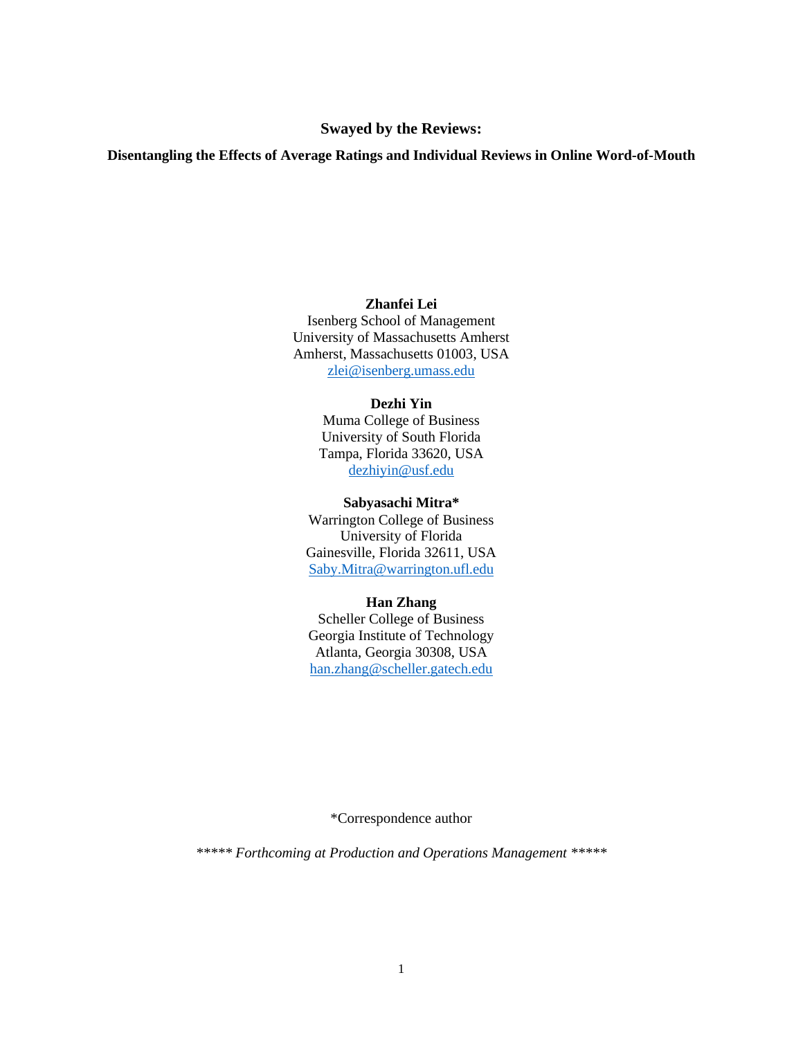# Swayed by the Reviews:

## Disentangling the Effects of Average Ratings and Individual Reviews in Online Word-of-Mouth

**Zhanfei Lei**
Isenberg School of Management
University of Massachusetts Amherst
Amherst, Massachusetts 01003, USA
zlei@isenberg.umass.edu

**Dezhi Yin**
Muma College of Business
University of South Florida
Tampa, Florida 33620, USA
dezhiyin@usf.edu

**Sabyasachi Mitra***
Warrington College of Business
University of Florida
Gainesville, Florida 32611, USA
Saby.Mitra@warrington.ufl.edu

**Han Zhang**
Scheller College of Business
Georgia Institute of Technology
Atlanta, Georgia 30308, USA
han.zhang@scheller.gatech.edu

*Correspondence author

****** Forthcoming at Production and Operations Management ******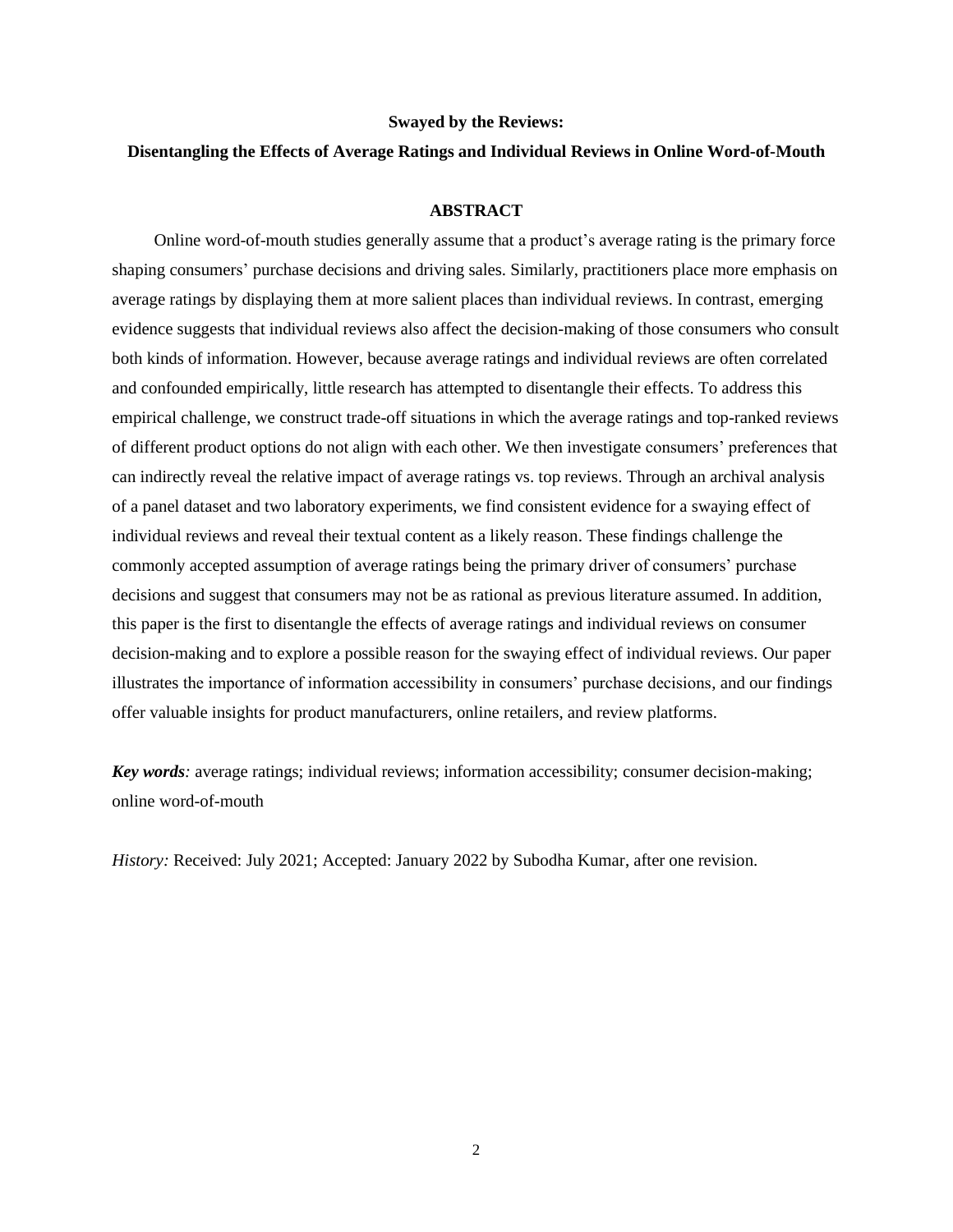**Swayed by the Reviews:**

**Disentangling the Effects of Average Ratings and Individual Reviews in Online Word-of-Mouth**

## ABSTRACT

Online word-of-mouth studies generally assume that a product's average rating is the primary force shaping consumers' purchase decisions and driving sales. Similarly, practitioners place more emphasis on average ratings by displaying them at more salient places than individual reviews. In contrast, emerging evidence suggests that individual reviews also affect the decision-making of those consumers who consult both kinds of information. However, because average ratings and individual reviews are often correlated and confounded empirically, little research has attempted to disentangle their effects. To address this empirical challenge, we construct trade-off situations in which the average ratings and top-ranked reviews of different product options do not align with each other. We then investigate consumers' preferences that can indirectly reveal the relative impact of average ratings vs. top reviews. Through an archival analysis of a panel dataset and two laboratory experiments, we find consistent evidence for a swaying effect of individual reviews and reveal their textual content as a likely reason. These findings challenge the commonly accepted assumption of average ratings being the primary driver of consumers' purchase decisions and suggest that consumers may not be as rational as previous literature assumed. In addition, this paper is the first to disentangle the effects of average ratings and individual reviews on consumer decision-making and to explore a possible reason for the swaying effect of individual reviews. Our paper illustrates the importance of information accessibility in consumers' purchase decisions, and our findings offer valuable insights for product manufacturers, online retailers, and review platforms.

***Key words****:* average ratings; individual reviews; information accessibility; consumer decision-making; online word-of-mouth

*History:* Received: July 2021; Accepted: January 2022 by Subodha Kumar, after one revision.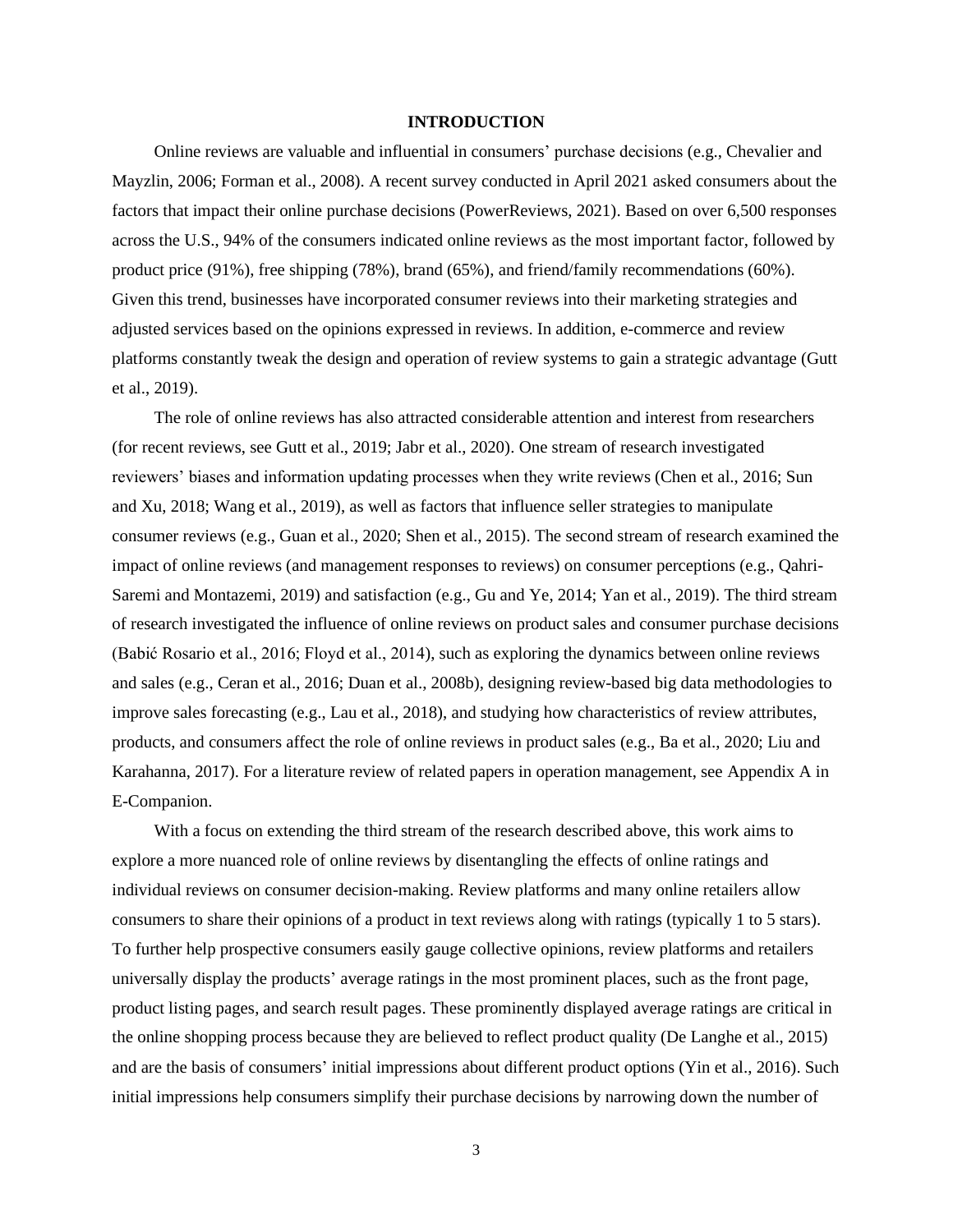# INTRODUCTION

Online reviews are valuable and influential in consumers' purchase decisions (e.g., Chevalier and Mayzlin, 2006; Forman et al., 2008). A recent survey conducted in April 2021 asked consumers about the factors that impact their online purchase decisions (PowerReviews, 2021). Based on over 6,500 responses across the U.S., 94% of the consumers indicated online reviews as the most important factor, followed by product price (91%), free shipping (78%), brand (65%), and friend/family recommendations (60%). Given this trend, businesses have incorporated consumer reviews into their marketing strategies and adjusted services based on the opinions expressed in reviews. In addition, e-commerce and review platforms constantly tweak the design and operation of review systems to gain a strategic advantage (Gutt et al., 2019).

The role of online reviews has also attracted considerable attention and interest from researchers (for recent reviews, see Gutt et al., 2019; Jabr et al., 2020). One stream of research investigated reviewers' biases and information updating processes when they write reviews (Chen et al., 2016; Sun and Xu, 2018; Wang et al., 2019), as well as factors that influence seller strategies to manipulate consumer reviews (e.g., Guan et al., 2020; Shen et al., 2015). The second stream of research examined the impact of online reviews (and management responses to reviews) on consumer perceptions (e.g., Qahri-Saremi and Montazemi, 2019) and satisfaction (e.g., Gu and Ye, 2014; Yan et al., 2019). The third stream of research investigated the influence of online reviews on product sales and consumer purchase decisions (Babić Rosario et al., 2016; Floyd et al., 2014), such as exploring the dynamics between online reviews and sales (e.g., Ceran et al., 2016; Duan et al., 2008b), designing review-based big data methodologies to improve sales forecasting (e.g., Lau et al., 2018), and studying how characteristics of review attributes, products, and consumers affect the role of online reviews in product sales (e.g., Ba et al., 2020; Liu and Karahanna, 2017). For a literature review of related papers in operation management, see Appendix A in E-Companion.

With a focus on extending the third stream of the research described above, this work aims to explore a more nuanced role of online reviews by disentangling the effects of online ratings and individual reviews on consumer decision-making. Review platforms and many online retailers allow consumers to share their opinions of a product in text reviews along with ratings (typically 1 to 5 stars). To further help prospective consumers easily gauge collective opinions, review platforms and retailers universally display the products' average ratings in the most prominent places, such as the front page, product listing pages, and search result pages. These prominently displayed average ratings are critical in the online shopping process because they are believed to reflect product quality (De Langhe et al., 2015) and are the basis of consumers' initial impressions about different product options (Yin et al., 2016). Such initial impressions help consumers simplify their purchase decisions by narrowing down the number of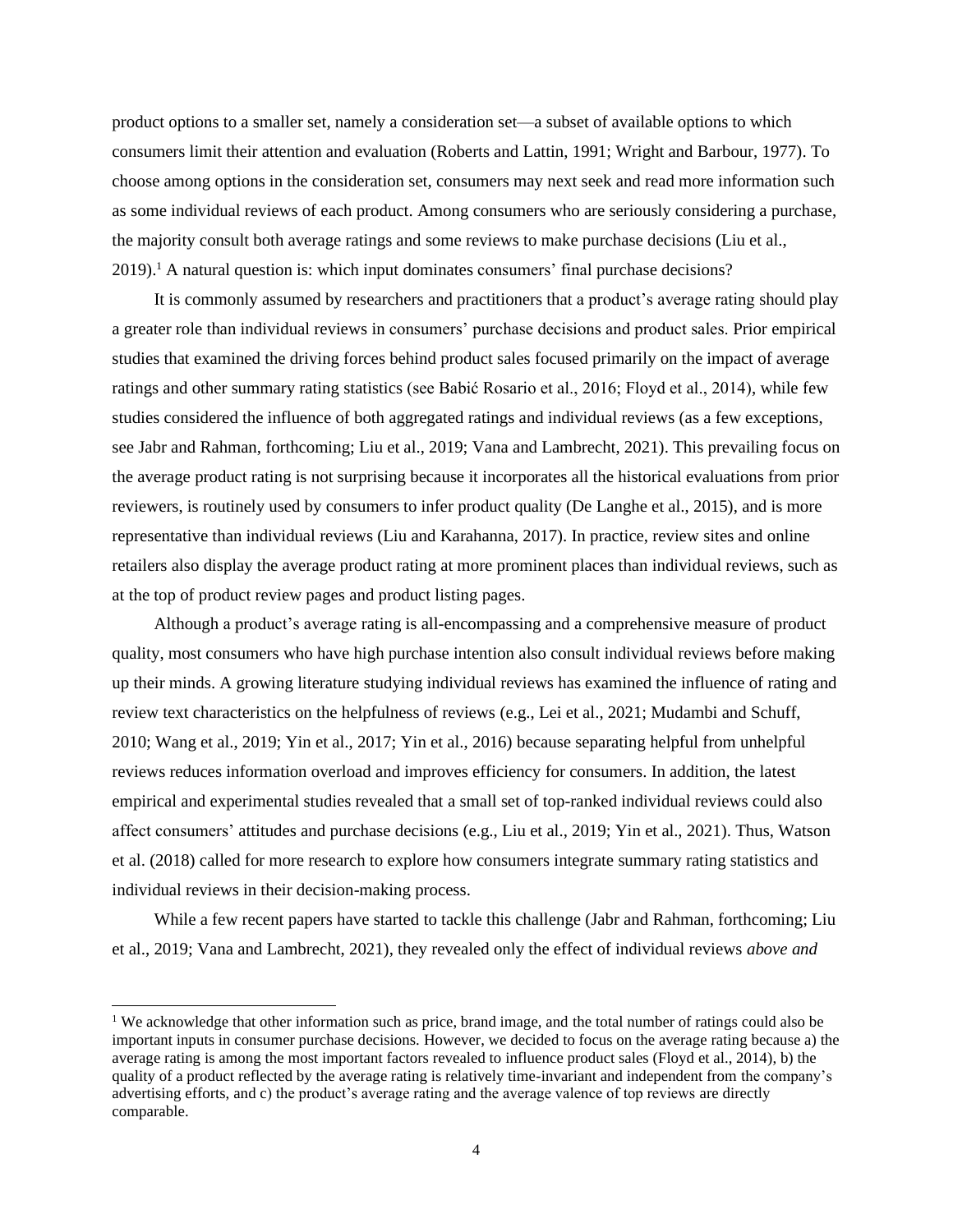product options to a smaller set, namely a consideration set—a subset of available options to which consumers limit their attention and evaluation (Roberts and Lattin, 1991; Wright and Barbour, 1977). To choose among options in the consideration set, consumers may next seek and read more information such as some individual reviews of each product. Among consumers who are seriously considering a purchase, the majority consult both average ratings and some reviews to make purchase decisions (Liu et al., 2019).[1] A natural question is: which input dominates consumers' final purchase decisions?

It is commonly assumed by researchers and practitioners that a product's average rating should play a greater role than individual reviews in consumers' purchase decisions and product sales. Prior empirical studies that examined the driving forces behind product sales focused primarily on the impact of average ratings and other summary rating statistics (see Babić Rosario et al., 2016; Floyd et al., 2014), while few studies considered the influence of both aggregated ratings and individual reviews (as a few exceptions, see Jabr and Rahman, forthcoming; Liu et al., 2019; Vana and Lambrecht, 2021). This prevailing focus on the average product rating is not surprising because it incorporates all the historical evaluations from prior reviewers, is routinely used by consumers to infer product quality (De Langhe et al., 2015), and is more representative than individual reviews (Liu and Karahanna, 2017). In practice, review sites and online retailers also display the average product rating at more prominent places than individual reviews, such as at the top of product review pages and product listing pages.

Although a product's average rating is all-encompassing and a comprehensive measure of product quality, most consumers who have high purchase intention also consult individual reviews before making up their minds. A growing literature studying individual reviews has examined the influence of rating and review text characteristics on the helpfulness of reviews (e.g., Lei et al., 2021; Mudambi and Schuff, 2010; Wang et al., 2019; Yin et al., 2017; Yin et al., 2016) because separating helpful from unhelpful reviews reduces information overload and improves efficiency for consumers. In addition, the latest empirical and experimental studies revealed that a small set of top-ranked individual reviews could also affect consumers' attitudes and purchase decisions (e.g., Liu et al., 2019; Yin et al., 2021). Thus, Watson et al. (2018) called for more research to explore how consumers integrate summary rating statistics and individual reviews in their decision-making process.

While a few recent papers have started to tackle this challenge (Jabr and Rahman, forthcoming; Liu et al., 2019; Vana and Lambrecht, 2021), they revealed only the effect of individual reviews *above and*

[1] We acknowledge that other information such as price, brand image, and the total number of ratings could also be important inputs in consumer purchase decisions. However, we decided to focus on the average rating because a) the average rating is among the most important factors revealed to influence product sales (Floyd et al., 2014), b) the quality of a product reflected by the average rating is relatively time-invariant and independent from the company's advertising efforts, and c) the product's average rating and the average valence of top reviews are directly comparable.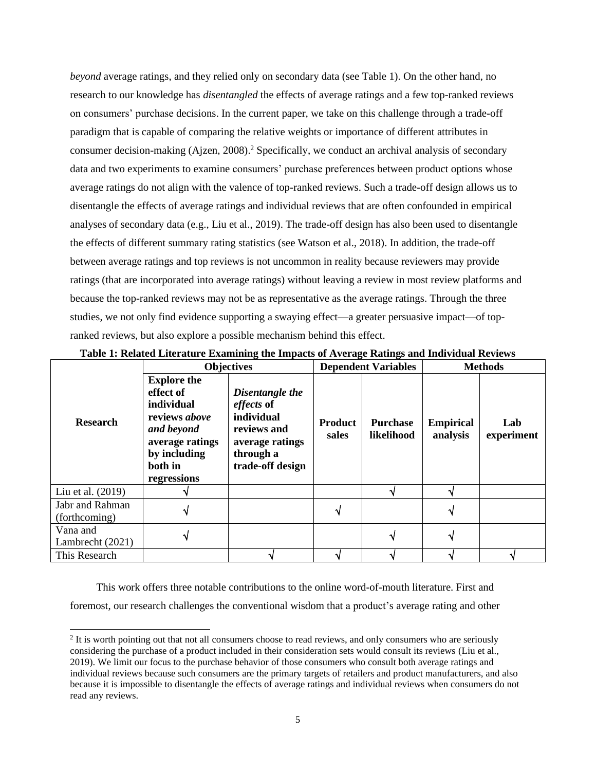*beyond* average ratings, and they relied only on secondary data (see Table 1). On the other hand, no research to our knowledge has *disentangled* the effects of average ratings and a few top-ranked reviews on consumers' purchase decisions. In the current paper, we take on this challenge through a trade-off paradigm that is capable of comparing the relative weights or importance of different attributes in consumer decision-making (Ajzen, 2008).[2] Specifically, we conduct an archival analysis of secondary data and two experiments to examine consumers' purchase preferences between product options whose average ratings do not align with the valence of top-ranked reviews. Such a trade-off design allows us to disentangle the effects of average ratings and individual reviews that are often confounded in empirical analyses of secondary data (e.g., Liu et al., 2019). The trade-off design has also been used to disentangle the effects of different summary rating statistics (see Watson et al., 2018). In addition, the trade-off between average ratings and top reviews is not uncommon in reality because reviewers may provide ratings (that are incorporated into average ratings) without leaving a review in most review platforms and because the top-ranked reviews may not be as representative as the average ratings. Through the three studies, we not only find evidence supporting a swaying effect—a greater persuasive impact—of top-ranked reviews, but also explore a possible mechanism behind this effect.

**Table 1: Related Literature Examining the Impacts of Average Ratings and Individual Reviews**

| Research | Objectives | | Dependent Variables | | Methods | |
|---|---|---|---|---|---|---|
| | **Explore the effect of individual reviews *above and beyond* average ratings by including both in regressions** | ***Disentangle the effects* of individual reviews and average ratings through a trade-off design** | **Product sales** | **Purchase likelihood** | **Empirical analysis** | **Lab experiment** |
| Liu et al. (2019) | √ | | | √ | √ | |
| Jabr and Rahman (forthcoming) | √ | | √ | | √ | |
| Vana and Lambrecht (2021) | √ | | | √ | √ | |
| This Research | | √ | √ | √ | √ | √ |

This work offers three notable contributions to the online word-of-mouth literature. First and foremost, our research challenges the conventional wisdom that a product's average rating and other

[2] It is worth pointing out that not all consumers choose to read reviews, and only consumers who are seriously considering the purchase of a product included in their consideration sets would consult its reviews (Liu et al., 2019). We limit our focus to the purchase behavior of those consumers who consult both average ratings and individual reviews because such consumers are the primary targets of retailers and product manufacturers, and also because it is impossible to disentangle the effects of average ratings and individual reviews when consumers do not read any reviews.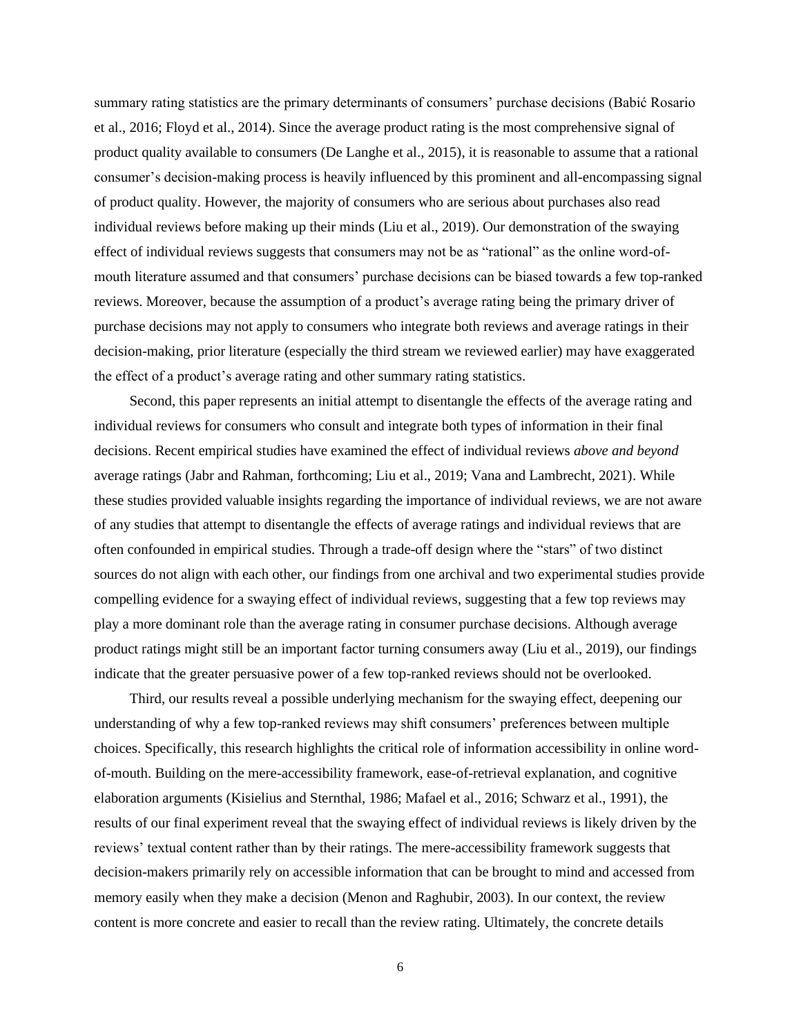summary rating statistics are the primary determinants of consumers' purchase decisions (Babić Rosario et al., 2016; Floyd et al., 2014). Since the average product rating is the most comprehensive signal of product quality available to consumers (De Langhe et al., 2015), it is reasonable to assume that a rational consumer's decision-making process is heavily influenced by this prominent and all-encompassing signal of product quality. However, the majority of consumers who are serious about purchases also read individual reviews before making up their minds (Liu et al., 2019). Our demonstration of the swaying effect of individual reviews suggests that consumers may not be as "rational" as the online word-of-mouth literature assumed and that consumers' purchase decisions can be biased towards a few top-ranked reviews. Moreover, because the assumption of a product's average rating being the primary driver of purchase decisions may not apply to consumers who integrate both reviews and average ratings in their decision-making, prior literature (especially the third stream we reviewed earlier) may have exaggerated the effect of a product's average rating and other summary rating statistics.

Second, this paper represents an initial attempt to disentangle the effects of the average rating and individual reviews for consumers who consult and integrate both types of information in their final decisions. Recent empirical studies have examined the effect of individual reviews *above and beyond* average ratings (Jabr and Rahman, forthcoming; Liu et al., 2019; Vana and Lambrecht, 2021). While these studies provided valuable insights regarding the importance of individual reviews, we are not aware of any studies that attempt to disentangle the effects of average ratings and individual reviews that are often confounded in empirical studies. Through a trade-off design where the "stars" of two distinct sources do not align with each other, our findings from one archival and two experimental studies provide compelling evidence for a swaying effect of individual reviews, suggesting that a few top reviews may play a more dominant role than the average rating in consumer purchase decisions. Although average product ratings might still be an important factor turning consumers away (Liu et al., 2019), our findings indicate that the greater persuasive power of a few top-ranked reviews should not be overlooked.

Third, our results reveal a possible underlying mechanism for the swaying effect, deepening our understanding of why a few top-ranked reviews may shift consumers' preferences between multiple choices. Specifically, this research highlights the critical role of information accessibility in online word-of-mouth. Building on the mere-accessibility framework, ease-of-retrieval explanation, and cognitive elaboration arguments (Kisielius and Sternthal, 1986; Mafael et al., 2016; Schwarz et al., 1991), the results of our final experiment reveal that the swaying effect of individual reviews is likely driven by the reviews' textual content rather than by their ratings. The mere-accessibility framework suggests that decision-makers primarily rely on accessible information that can be brought to mind and accessed from memory easily when they make a decision (Menon and Raghubir, 2003). In our context, the review content is more concrete and easier to recall than the review rating. Ultimately, the concrete details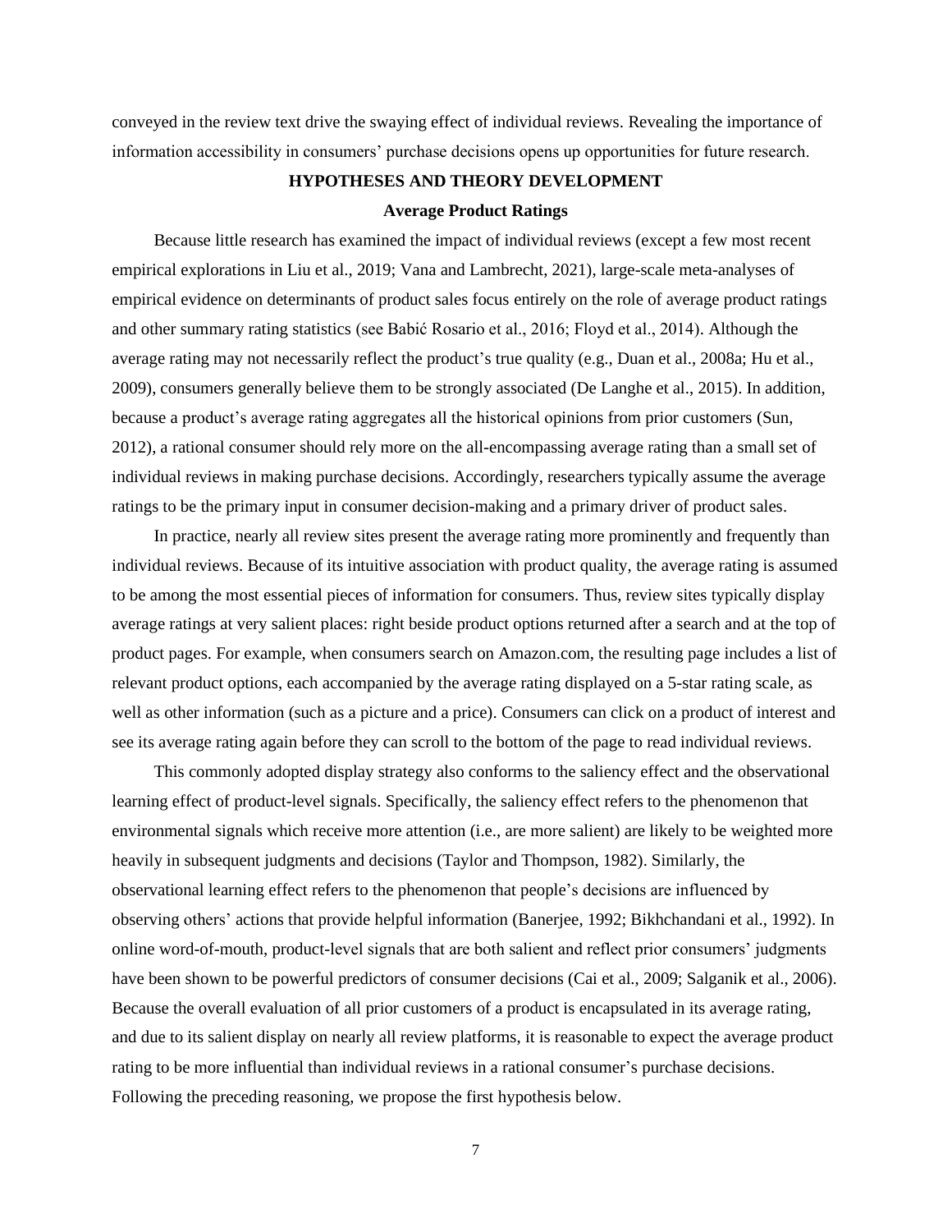conveyed in the review text drive the swaying effect of individual reviews. Revealing the importance of information accessibility in consumers' purchase decisions opens up opportunities for future research.

## HYPOTHESES AND THEORY DEVELOPMENT

### Average Product Ratings

Because little research has examined the impact of individual reviews (except a few most recent empirical explorations in Liu et al., 2019; Vana and Lambrecht, 2021), large-scale meta-analyses of empirical evidence on determinants of product sales focus entirely on the role of average product ratings and other summary rating statistics (see Babić Rosario et al., 2016; Floyd et al., 2014). Although the average rating may not necessarily reflect the product's true quality (e.g., Duan et al., 2008a; Hu et al., 2009), consumers generally believe them to be strongly associated (De Langhe et al., 2015). In addition, because a product's average rating aggregates all the historical opinions from prior customers (Sun, 2012), a rational consumer should rely more on the all-encompassing average rating than a small set of individual reviews in making purchase decisions. Accordingly, researchers typically assume the average ratings to be the primary input in consumer decision-making and a primary driver of product sales.

In practice, nearly all review sites present the average rating more prominently and frequently than individual reviews. Because of its intuitive association with product quality, the average rating is assumed to be among the most essential pieces of information for consumers. Thus, review sites typically display average ratings at very salient places: right beside product options returned after a search and at the top of product pages. For example, when consumers search on Amazon.com, the resulting page includes a list of relevant product options, each accompanied by the average rating displayed on a 5-star rating scale, as well as other information (such as a picture and a price). Consumers can click on a product of interest and see its average rating again before they can scroll to the bottom of the page to read individual reviews.

This commonly adopted display strategy also conforms to the saliency effect and the observational learning effect of product-level signals. Specifically, the saliency effect refers to the phenomenon that environmental signals which receive more attention (i.e., are more salient) are likely to be weighted more heavily in subsequent judgments and decisions (Taylor and Thompson, 1982). Similarly, the observational learning effect refers to the phenomenon that people's decisions are influenced by observing others' actions that provide helpful information (Banerjee, 1992; Bikhchandani et al., 1992). In online word-of-mouth, product-level signals that are both salient and reflect prior consumers' judgments have been shown to be powerful predictors of consumer decisions (Cai et al., 2009; Salganik et al., 2006). Because the overall evaluation of all prior customers of a product is encapsulated in its average rating, and due to its salient display on nearly all review platforms, it is reasonable to expect the average product rating to be more influential than individual reviews in a rational consumer's purchase decisions. Following the preceding reasoning, we propose the first hypothesis below.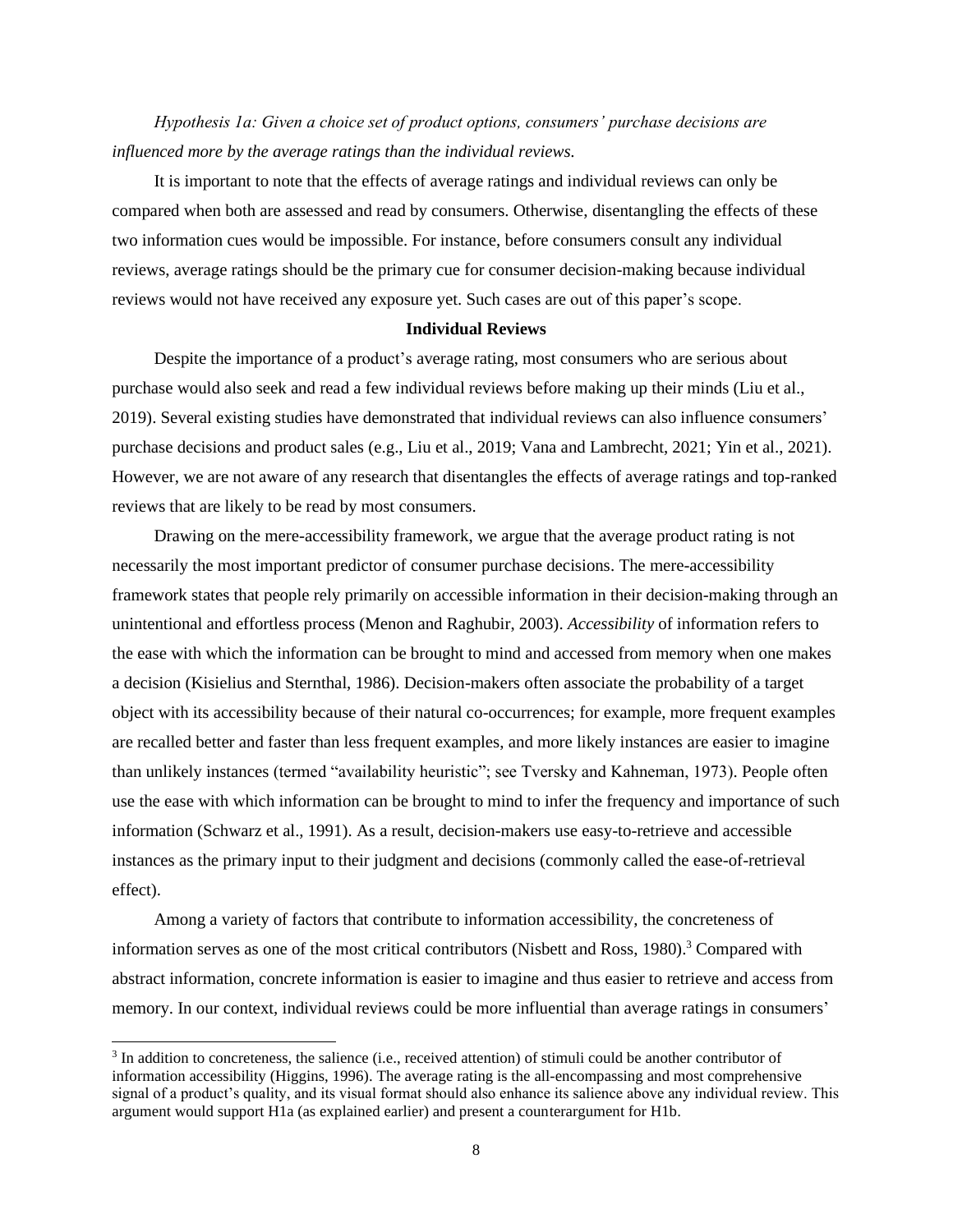*Hypothesis 1a: Given a choice set of product options, consumers' purchase decisions are influenced more by the average ratings than the individual reviews.*

It is important to note that the effects of average ratings and individual reviews can only be compared when both are assessed and read by consumers. Otherwise, disentangling the effects of these two information cues would be impossible. For instance, before consumers consult any individual reviews, average ratings should be the primary cue for consumer decision-making because individual reviews would not have received any exposure yet. Such cases are out of this paper's scope.

### Individual Reviews

Despite the importance of a product's average rating, most consumers who are serious about purchase would also seek and read a few individual reviews before making up their minds (Liu et al., 2019). Several existing studies have demonstrated that individual reviews can also influence consumers' purchase decisions and product sales (e.g., Liu et al., 2019; Vana and Lambrecht, 2021; Yin et al., 2021). However, we are not aware of any research that disentangles the effects of average ratings and top-ranked reviews that are likely to be read by most consumers.

Drawing on the mere-accessibility framework, we argue that the average product rating is not necessarily the most important predictor of consumer purchase decisions. The mere-accessibility framework states that people rely primarily on accessible information in their decision-making through an unintentional and effortless process (Menon and Raghubir, 2003). *Accessibility* of information refers to the ease with which the information can be brought to mind and accessed from memory when one makes a decision (Kisielius and Sternthal, 1986). Decision-makers often associate the probability of a target object with its accessibility because of their natural co-occurrences; for example, more frequent examples are recalled better and faster than less frequent examples, and more likely instances are easier to imagine than unlikely instances (termed "availability heuristic"; see Tversky and Kahneman, 1973). People often use the ease with which information can be brought to mind to infer the frequency and importance of such information (Schwarz et al., 1991). As a result, decision-makers use easy-to-retrieve and accessible instances as the primary input to their judgment and decisions (commonly called the ease-of-retrieval effect).

Among a variety of factors that contribute to information accessibility, the concreteness of information serves as one of the most critical contributors (Nisbett and Ross, 1980).[3] Compared with abstract information, concrete information is easier to imagine and thus easier to retrieve and access from memory. In our context, individual reviews could be more influential than average ratings in consumers'

[3] In addition to concreteness, the salience (i.e., received attention) of stimuli could be another contributor of information accessibility (Higgins, 1996). The average rating is the all-encompassing and most comprehensive signal of a product's quality, and its visual format should also enhance its salience above any individual review. This argument would support H1a (as explained earlier) and present a counterargument for H1b.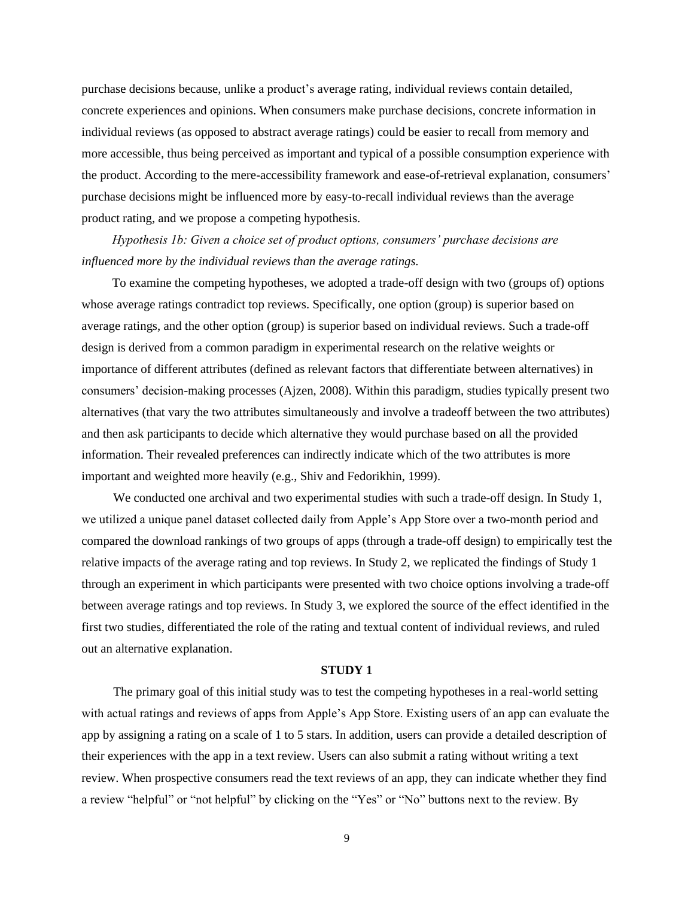purchase decisions because, unlike a product's average rating, individual reviews contain detailed, concrete experiences and opinions. When consumers make purchase decisions, concrete information in individual reviews (as opposed to abstract average ratings) could be easier to recall from memory and more accessible, thus being perceived as important and typical of a possible consumption experience with the product. According to the mere-accessibility framework and ease-of-retrieval explanation, consumers' purchase decisions might be influenced more by easy-to-recall individual reviews than the average product rating, and we propose a competing hypothesis.

*Hypothesis 1b: Given a choice set of product options, consumers' purchase decisions are influenced more by the individual reviews than the average ratings.*

To examine the competing hypotheses, we adopted a trade-off design with two (groups of) options whose average ratings contradict top reviews. Specifically, one option (group) is superior based on average ratings, and the other option (group) is superior based on individual reviews. Such a trade-off design is derived from a common paradigm in experimental research on the relative weights or importance of different attributes (defined as relevant factors that differentiate between alternatives) in consumers' decision-making processes (Ajzen, 2008). Within this paradigm, studies typically present two alternatives (that vary the two attributes simultaneously and involve a tradeoff between the two attributes) and then ask participants to decide which alternative they would purchase based on all the provided information. Their revealed preferences can indirectly indicate which of the two attributes is more important and weighted more heavily (e.g., Shiv and Fedorikhin, 1999).

We conducted one archival and two experimental studies with such a trade-off design. In Study 1, we utilized a unique panel dataset collected daily from Apple's App Store over a two-month period and compared the download rankings of two groups of apps (through a trade-off design) to empirically test the relative impacts of the average rating and top reviews. In Study 2, we replicated the findings of Study 1 through an experiment in which participants were presented with two choice options involving a trade-off between average ratings and top reviews. In Study 3, we explored the source of the effect identified in the first two studies, differentiated the role of the rating and textual content of individual reviews, and ruled out an alternative explanation.

## STUDY 1

The primary goal of this initial study was to test the competing hypotheses in a real-world setting with actual ratings and reviews of apps from Apple's App Store. Existing users of an app can evaluate the app by assigning a rating on a scale of 1 to 5 stars. In addition, users can provide a detailed description of their experiences with the app in a text review. Users can also submit a rating without writing a text review. When prospective consumers read the text reviews of an app, they can indicate whether they find a review "helpful" or "not helpful" by clicking on the "Yes" or "No" buttons next to the review. By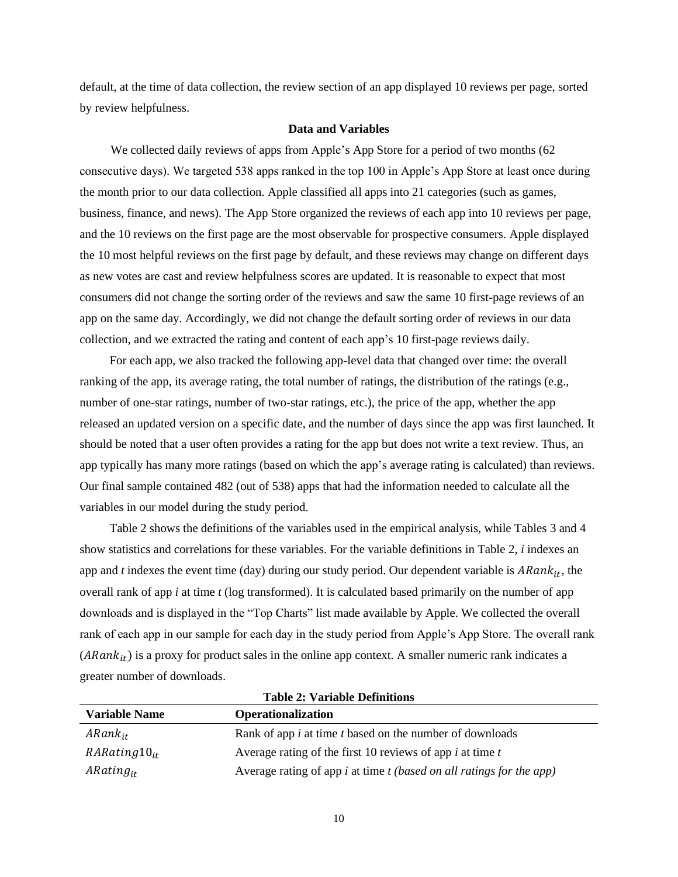default, at the time of data collection, the review section of an app displayed 10 reviews per page, sorted by review helpfulness.

### Data and Variables

We collected daily reviews of apps from Apple's App Store for a period of two months (62 consecutive days). We targeted 538 apps ranked in the top 100 in Apple's App Store at least once during the month prior to our data collection. Apple classified all apps into 21 categories (such as games, business, finance, and news). The App Store organized the reviews of each app into 10 reviews per page, and the 10 reviews on the first page are the most observable for prospective consumers. Apple displayed the 10 most helpful reviews on the first page by default, and these reviews may change on different days as new votes are cast and review helpfulness scores are updated. It is reasonable to expect that most consumers did not change the sorting order of the reviews and saw the same 10 first-page reviews of an app on the same day. Accordingly, we did not change the default sorting order of reviews in our data collection, and we extracted the rating and content of each app's 10 first-page reviews daily.

For each app, we also tracked the following app-level data that changed over time: the overall ranking of the app, its average rating, the total number of ratings, the distribution of the ratings (e.g., number of one-star ratings, number of two-star ratings, etc.), the price of the app, whether the app released an updated version on a specific date, and the number of days since the app was first launched. It should be noted that a user often provides a rating for the app but does not write a text review. Thus, an app typically has many more ratings (based on which the app's average rating is calculated) than reviews. Our final sample contained 482 (out of 538) apps that had the information needed to calculate all the variables in our model during the study period.

Table 2 shows the definitions of the variables used in the empirical analysis, while Tables 3 and 4 show statistics and correlations for these variables. For the variable definitions in Table 2, *i* indexes an app and *t* indexes the event time (day) during our study period. Our dependent variable is $ARank_{it}$, the overall rank of app *i* at time *t* (log transformed). It is calculated based primarily on the number of app downloads and is displayed in the "Top Charts" list made available by Apple. We collected the overall rank of each app in our sample for each day in the study period from Apple's App Store. The overall rank ($ARank_{it}$) is a proxy for product sales in the online app context. A smaller numeric rank indicates a greater number of downloads.

**Table 2: Variable Definitions**

| Variable Name | Operationalization |
|---|---|
| $ARank_{it}$ | Rank of app *i* at time *t* based on the number of downloads |
| $RARating10_{it}$ | Average rating of the first 10 reviews of app *i* at time *t* |
| $ARating_{it}$ | Average rating of app *i* at time *t (based on all ratings for the app)* |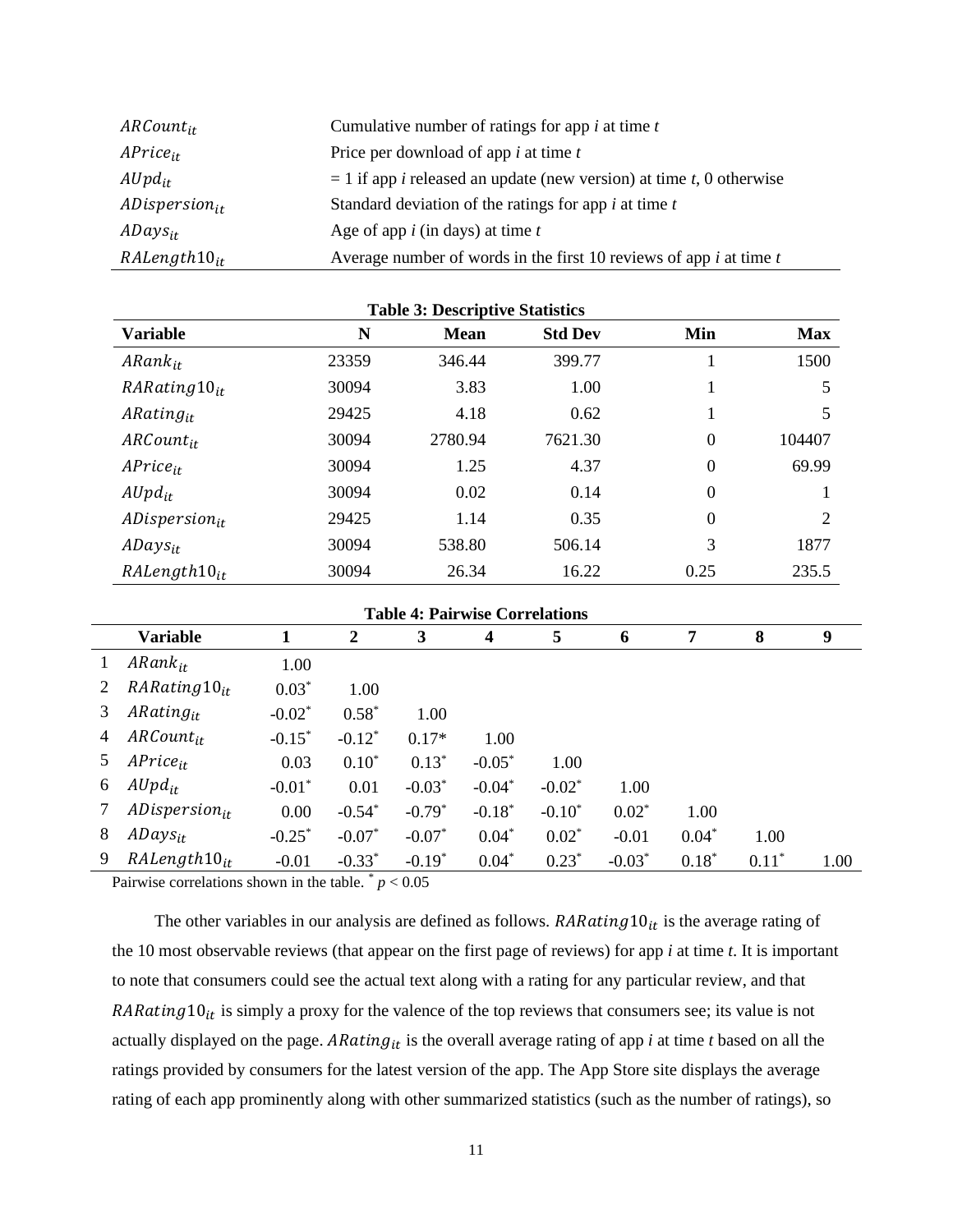| | |
|---|---|
| $ARCount_{it}$ | Cumulative number of ratings for app *i* at time *t* |
| $APrice_{it}$ | Price per download of app *i* at time *t* |
| $AUpd_{it}$ | = 1 if app *i* released an update (new version) at time *t*, 0 otherwise |
| $ADispersion_{it}$ | Standard deviation of the ratings for app *i* at time *t* |
| $ADays_{it}$ | Age of app *i* (in days) at time *t* |
| $RALength10_{it}$ | Average number of words in the first 10 reviews of app *i* at time *t* |

**Table 3: Descriptive Statistics**

| Variable | N | Mean | Std Dev | Min | Max |
|---|---|---|---|---|---|
| $ARank_{it}$ | 23359 | 346.44 | 399.77 | 1 | 1500 |
| $RARating10_{it}$ | 30094 | 3.83 | 1.00 | 1 | 5 |
| $ARating_{it}$ | 29425 | 4.18 | 0.62 | 1 | 5 |
| $ARCount_{it}$ | 30094 | 2780.94 | 7621.30 | 0 | 104407 |
| $APrice_{it}$ | 30094 | 1.25 | 4.37 | 0 | 69.99 |
| $AUpd_{it}$ | 30094 | 0.02 | 0.14 | 0 | 1 |
| $ADispersion_{it}$ | 29425 | 1.14 | 0.35 | 0 | 2 |
| $ADays_{it}$ | 30094 | 538.80 | 506.14 | 3 | 1877 |
| $RALength10_{it}$ | 30094 | 26.34 | 16.22 | 0.25 | 235.5 |

**Table 4: Pairwise Correlations**

| | Variable | 1 | 2 | 3 | 4 | 5 | 6 | 7 | 8 | 9 |
|---|---|---|---|---|---|---|---|---|---|---|
| 1 | $ARank_{it}$ | 1.00 | | | | | | | | |
| 2 | $RARating10_{it}$ | $0.03^*$ | 1.00 | | | | | | | |
| 3 | $ARating_{it}$ | $-0.02^*$ | $0.58^*$ | 1.00 | | | | | | |
| 4 | $ARCount_{it}$ | $-0.15^*$ | $-0.12^*$ | $0.17^*$ | 1.00 | | | | | |
| 5 | $APrice_{it}$ | 0.03 | $0.10^*$ | $0.13^*$ | $-0.05^*$ | 1.00 | | | | |
| 6 | $AUpd_{it}$ | $-0.01^*$ | 0.01 | $-0.03^*$ | $-0.04^*$ | $-0.02^*$ | 1.00 | | | |
| 7 | $ADispersion_{it}$ | 0.00 | $-0.54^*$ | $-0.79^*$ | $-0.18^*$ | $-0.10^*$ | $0.02^*$ | 1.00 | | |
| 8 | $ADays_{it}$ | $-0.25^*$ | $-0.07^*$ | $-0.07^*$ | $0.04^*$ | $0.02^*$ | -0.01 | $0.04^*$ | 1.00 | |
| 9 | $RALength10_{it}$ | -0.01 | $-0.33^*$ | $-0.19^*$ | $0.04^*$ | $0.23^*$ | $-0.03^*$ | $0.18^*$ | $0.11^*$ | 1.00 |

Pairwise correlations shown in the table. $^* p < 0.05$

The other variables in our analysis are defined as follows. $RARating10_{it}$ is the average rating of the 10 most observable reviews (that appear on the first page of reviews) for app *i* at time *t*. It is important to note that consumers could see the actual text along with a rating for any particular review, and that $RARating10_{it}$ is simply a proxy for the valence of the top reviews that consumers see; its value is not actually displayed on the page. $ARating_{it}$ is the overall average rating of app *i* at time *t* based on all the ratings provided by consumers for the latest version of the app. The App Store site displays the average rating of each app prominently along with other summarized statistics (such as the number of ratings), so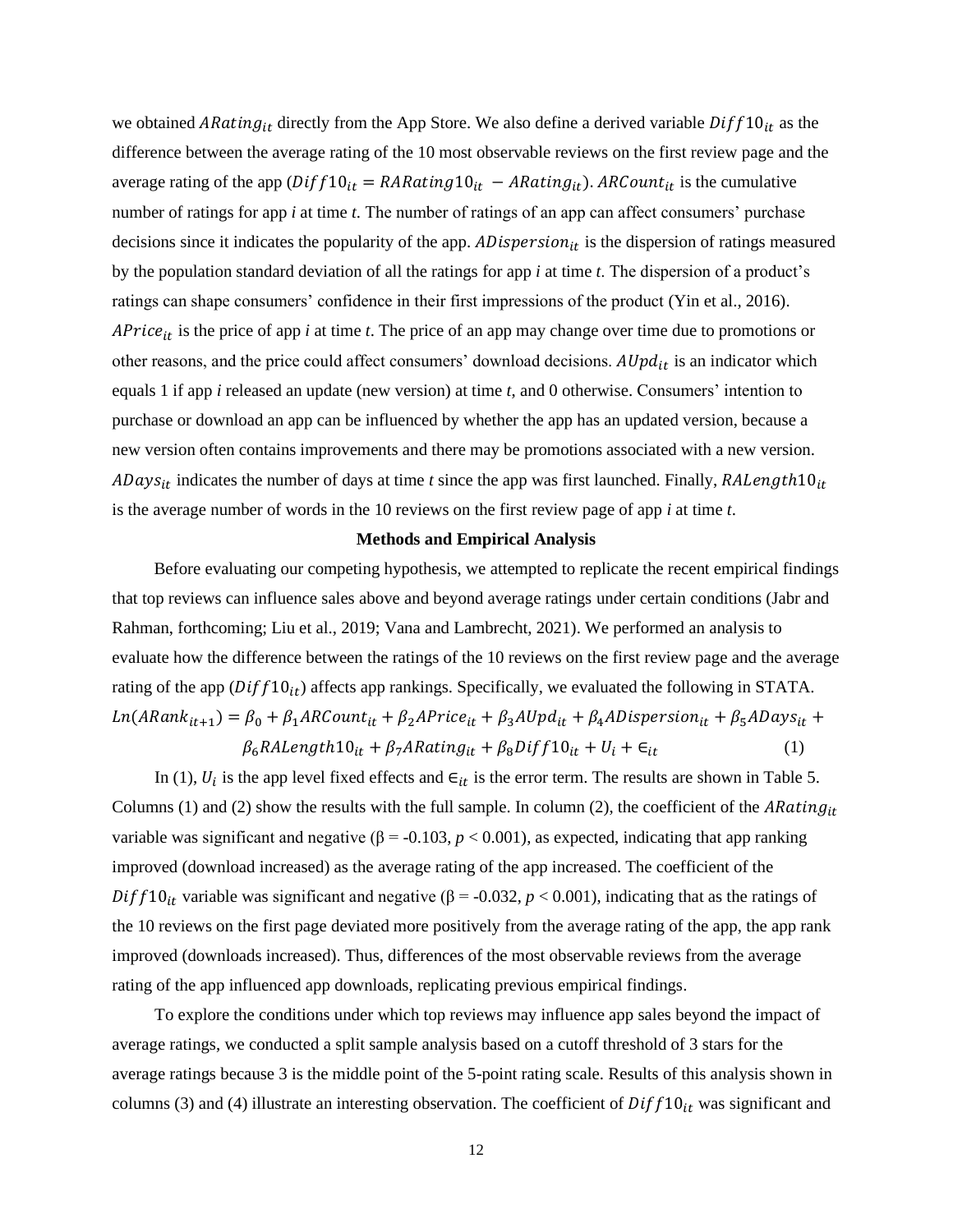we obtained $ARating_{it}$ directly from the App Store. We also define a derived variable $Diff10_{it}$ as the difference between the average rating of the 10 most observable reviews on the first review page and the average rating of the app ($Diff10_{it} = RARating10_{it} - ARating_{it}$). $ARCount_{it}$ is the cumulative number of ratings for app *i* at time *t*. The number of ratings of an app can affect consumers' purchase decisions since it indicates the popularity of the app. $ADispersion_{it}$ is the dispersion of ratings measured by the population standard deviation of all the ratings for app *i* at time *t*. The dispersion of a product's ratings can shape consumers' confidence in their first impressions of the product (Yin et al., 2016). $APrice_{it}$ is the price of app *i* at time *t*. The price of an app may change over time due to promotions or other reasons, and the price could affect consumers' download decisions. $AUpd_{it}$ is an indicator which equals 1 if app *i* released an update (new version) at time *t*, and 0 otherwise. Consumers' intention to purchase or download an app can be influenced by whether the app has an updated version, because a new version often contains improvements and there may be promotions associated with a new version. $ADays_{it}$ indicates the number of days at time *t* since the app was first launched. Finally, $RALength10_{it}$ is the average number of words in the 10 reviews on the first review page of app *i* at time *t*.

## Methods and Empirical Analysis

Before evaluating our competing hypothesis, we attempted to replicate the recent empirical findings that top reviews can influence sales above and beyond average ratings under certain conditions (Jabr and Rahman, forthcoming; Liu et al., 2019; Vana and Lambrecht, 2021). We performed an analysis to evaluate how the difference between the ratings of the 10 reviews on the first review page and the average rating of the app ($Diff10_{it}$) affects app rankings. Specifically, we evaluated the following in STATA.

$$Ln(ARank_{it+1}) = \beta_0 + \beta_1 ARCount_{it} + \beta_2 APrice_{it} + \beta_3 AUpd_{it} + \beta_4 ADispersion_{it} + \beta_5 ADays_{it} + \beta_6 RALength10_{it} + \beta_7 ARating_{it} + \beta_8 Diff10_{it} + U_i + \epsilon_{it} \quad (1)$$

In (1), $U_i$ is the app level fixed effects and $\epsilon_{it}$ is the error term. The results are shown in Table 5. Columns (1) and (2) show the results with the full sample. In column (2), the coefficient of the $ARating_{it}$ variable was significant and negative ($\beta$ = -0.103, $p$ < 0.001), as expected, indicating that app ranking improved (download increased) as the average rating of the app increased. The coefficient of the $Diff10_{it}$ variable was significant and negative ($\beta$ = -0.032, $p$ < 0.001), indicating that as the ratings of the 10 reviews on the first page deviated more positively from the average rating of the app, the app rank improved (downloads increased). Thus, differences of the most observable reviews from the average rating of the app influenced app downloads, replicating previous empirical findings.

To explore the conditions under which top reviews may influence app sales beyond the impact of average ratings, we conducted a split sample analysis based on a cutoff threshold of 3 stars for the average ratings because 3 is the middle point of the 5-point rating scale. Results of this analysis shown in columns (3) and (4) illustrate an interesting observation. The coefficient of $Diff10_{it}$ was significant and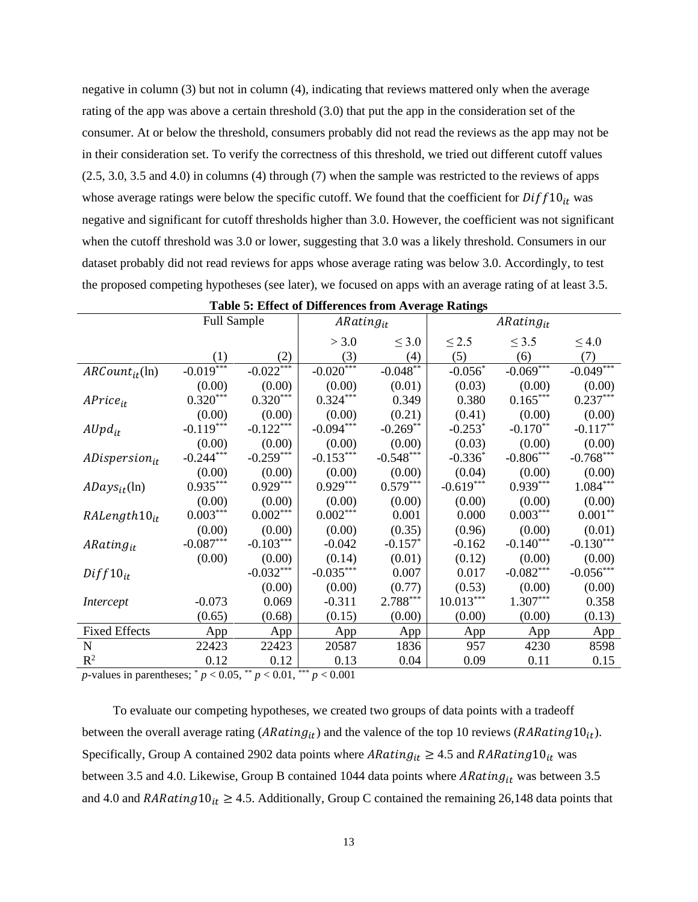negative in column (3) but not in column (4), indicating that reviews mattered only when the average rating of the app was above a certain threshold (3.0) that put the app in the consideration set of the consumer. At or below the threshold, consumers probably did not read the reviews as the app may not be in their consideration set. To verify the correctness of this threshold, we tried out different cutoff values (2.5, 3.0, 3.5 and 4.0) in columns (4) through (7) when the sample was restricted to the reviews of apps whose average ratings were below the specific cutoff. We found that the coefficient for $Diff10_{it}$ was negative and significant for cutoff thresholds higher than 3.0. However, the coefficient was not significant when the cutoff threshold was 3.0 or lower, suggesting that 3.0 was a likely threshold. Consumers in our dataset probably did not read reviews for apps whose average rating was below 3.0. Accordingly, to test the proposed competing hypotheses (see later), we focused on apps with an average rating of at least 3.5.

**Table 5: Effect of Differences from Average Ratings**

| | Full Sample | | $ARating_{it}$ | | $ARating_{it}$ | | |
|---|---|---|---|---|---|---|---|
| | | | > 3.0 | ≤ 3.0 | ≤ 2.5 | ≤ 3.5 | ≤ 4.0 |
| | (1) | (2) | (3) | (4) | (5) | (6) | (7) |
| $ARCount_{it}$(ln) | -0.019*** | -0.022*** | -0.020*** | -0.048** | -0.056* | -0.069*** | -0.049*** |
| | (0.00) | (0.00) | (0.00) | (0.01) | (0.03) | (0.00) | (0.00) |
| $APrice_{it}$ | 0.320*** | 0.320*** | 0.324*** | 0.349 | 0.380 | 0.165*** | 0.237*** |
| | (0.00) | (0.00) | (0.00) | (0.21) | (0.41) | (0.00) | (0.00) |
| $AUpd_{it}$ | -0.119*** | -0.122*** | -0.094*** | -0.269** | -0.253* | -0.170** | -0.117** |
| | (0.00) | (0.00) | (0.00) | (0.00) | (0.03) | (0.00) | (0.00) |
| $ADispersion_{it}$ | -0.244*** | -0.259*** | -0.153*** | -0.548*** | -0.336* | -0.806*** | -0.768*** |
| | (0.00) | (0.00) | (0.00) | (0.00) | (0.04) | (0.00) | (0.00) |
| $ADays_{it}$(ln) | 0.935*** | 0.929*** | 0.929*** | 0.579*** | -0.619*** | 0.939*** | 1.084*** |
| | (0.00) | (0.00) | (0.00) | (0.00) | (0.00) | (0.00) | (0.00) |
| $RALength10_{it}$ | 0.003*** | 0.002*** | 0.002*** | 0.001 | 0.000 | 0.003*** | 0.001** |
| | (0.00) | (0.00) | (0.00) | (0.35) | (0.96) | (0.00) | (0.01) |
| $ARating_{it}$ | -0.087*** | -0.103*** | -0.042 | -0.157* | -0.162 | -0.140*** | -0.130*** |
| | (0.00) | (0.00) | (0.14) | (0.01) | (0.12) | (0.00) | (0.00) |
| $Diff10_{it}$ | | -0.032*** | -0.035*** | 0.007 | 0.017 | -0.082*** | -0.056*** |
| | | (0.00) | (0.00) | (0.77) | (0.53) | (0.00) | (0.00) |
| *Intercept* | -0.073 | 0.069 | -0.311 | 2.788*** | 10.013*** | 1.307*** | 0.358 |
| | (0.65) | (0.68) | (0.15) | (0.00) | (0.00) | (0.00) | (0.13) |
| Fixed Effects | App | App | App | App | App | App | App |
| N | 22423 | 22423 | 20587 | 1836 | 957 | 4230 | 8598 |
| $R^2$ | 0.12 | 0.12 | 0.13 | 0.04 | 0.09 | 0.11 | 0.15 |

*p*-values in parentheses; * $p < 0.05$, ** $p < 0.01$, *** $p < 0.001$

To evaluate our competing hypotheses, we created two groups of data points with a tradeoff between the overall average rating ($ARating_{it}$) and the valence of the top 10 reviews ($RARating10_{it}$). Specifically, Group A contained 2902 data points where $ARating_{it} \geq 4.5$ and $RARating10_{it}$ was between 3.5 and 4.0. Likewise, Group B contained 1044 data points where $ARating_{it}$ was between 3.5 and 4.0 and $RARating10_{it} \geq 4.5$. Additionally, Group C contained the remaining 26,148 data points that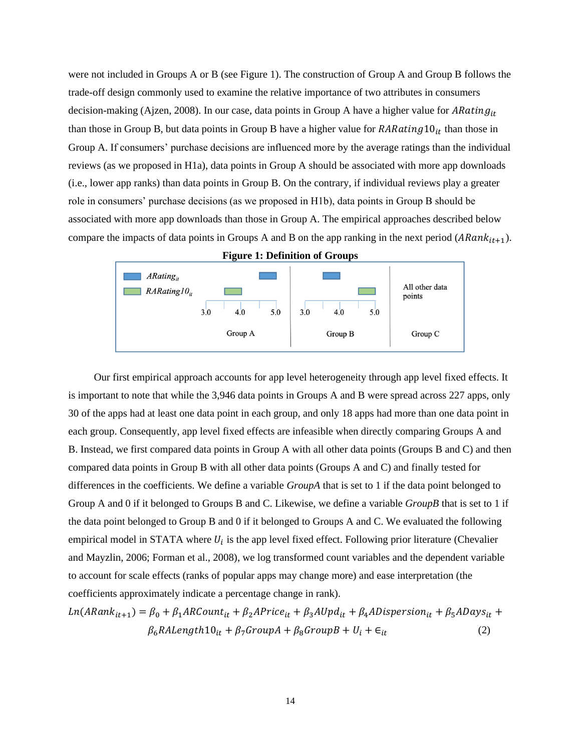were not included in Groups A or B (see Figure 1). The construction of Group A and Group B follows the trade-off design commonly used to examine the relative importance of two attributes in consumers decision-making (Ajzen, 2008). In our case, data points in Group A have a higher value for $ARating_{it}$ than those in Group B, but data points in Group B have a higher value for $RARating10_{it}$ than those in Group A. If consumers' purchase decisions are influenced more by the average ratings than the individual reviews (as we proposed in H1a), data points in Group A should be associated with more app downloads (i.e., lower app ranks) than data points in Group B. On the contrary, if individual reviews play a greater role in consumers' purchase decisions (as we proposed in H1b), data points in Group B should be associated with more app downloads than those in Group A. The empirical approaches described below compare the impacts of data points in Groups A and B on the app ranking in the next period ($ARank_{it+1}$).

**Figure 1: Definition of Groups**

| | Group A | Group B | Group C |
|---|---|---|---|
| $ARating_{it}$ | ~5.0 | ~4.0 | All other data points |
| $RARating10_{it}$ | ~4.0 | ~5.0 | |

Our first empirical approach accounts for app level heterogeneity through app level fixed effects. It is important to note that while the 3,946 data points in Groups A and B were spread across 227 apps, only 30 of the apps had at least one data point in each group, and only 18 apps had more than one data point in each group. Consequently, app level fixed effects are infeasible when directly comparing Groups A and B. Instead, we first compared data points in Group A with all other data points (Groups B and C) and then compared data points in Group B with all other data points (Groups A and C) and finally tested for differences in the coefficients. We define a variable *GroupA* that is set to 1 if the data point belonged to Group A and 0 if it belonged to Groups B and C. Likewise, we define a variable *GroupB* that is set to 1 if the data point belonged to Group B and 0 if it belonged to Groups A and C. We evaluated the following empirical model in STATA where $U_i$ is the app level fixed effect. Following prior literature (Chevalier and Mayzlin, 2006; Forman et al., 2008), we log transformed count variables and the dependent variable to account for scale effects (ranks of popular apps may change more) and ease interpretation (the coefficients approximately indicate a percentage change in rank).

$$Ln(ARank_{it+1}) = \beta_0 + \beta_1 ARCount_{it} + \beta_2 APrice_{it} + \beta_3 AUpd_{it} + \beta_4 ADispersion_{it} + \beta_5 ADays_{it} + \beta_6 RALength10_{it} + \beta_7 GroupA + \beta_8 GroupB + U_i + \epsilon_{it} \quad (2)$$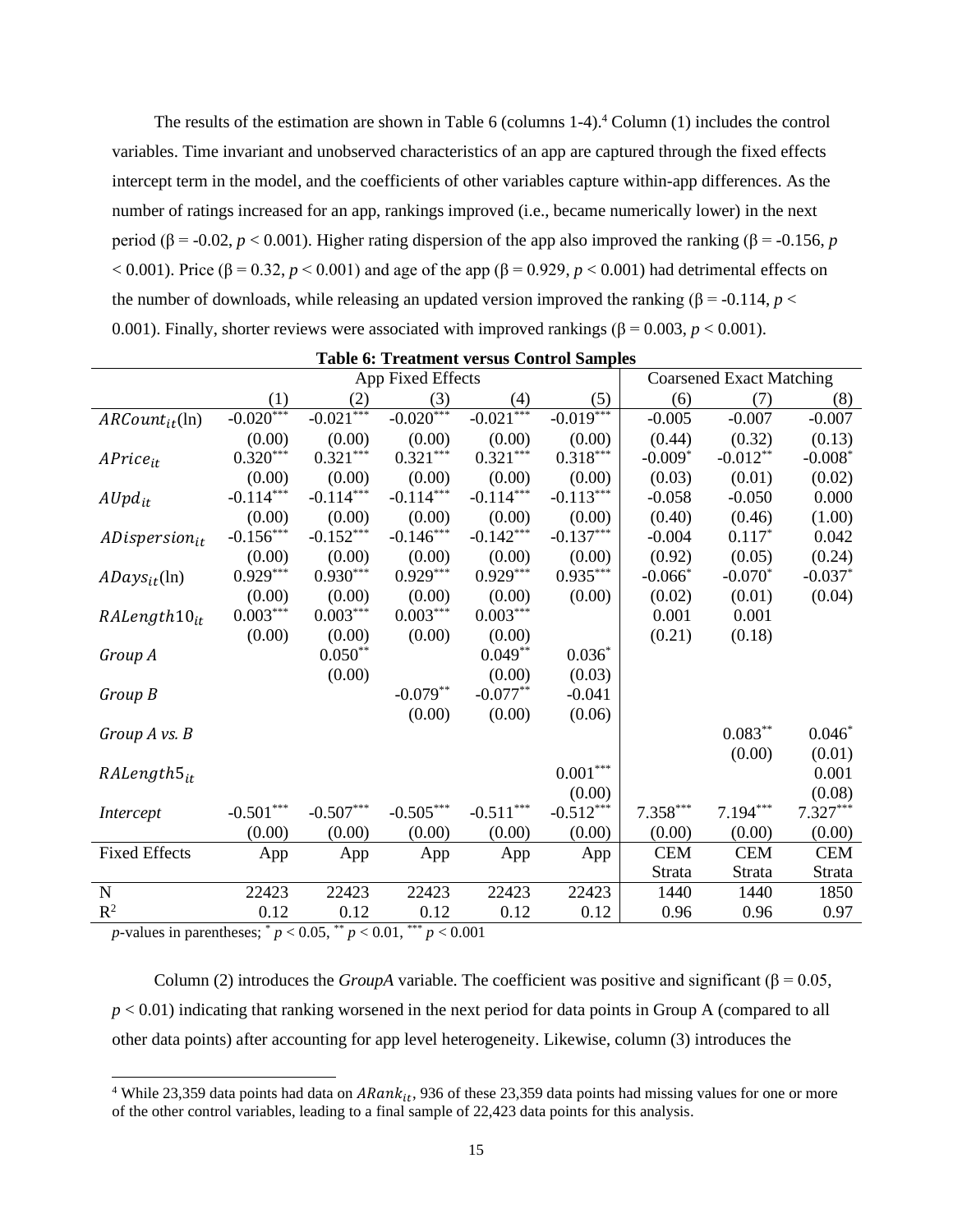The results of the estimation are shown in Table 6 (columns 1-4).[4] Column (1) includes the control variables. Time invariant and unobserved characteristics of an app are captured through the fixed effects intercept term in the model, and the coefficients of other variables capture within-app differences. As the number of ratings increased for an app, rankings improved (i.e., became numerically lower) in the next period (β = -0.02, $p < 0.001$). Higher rating dispersion of the app also improved the ranking (β = -0.156, $p < 0.001$). Price (β = 0.32, $p < 0.001$) and age of the app (β = 0.929, $p < 0.001$) had detrimental effects on the number of downloads, while releasing an updated version improved the ranking (β = -0.114, $p < 0.001$). Finally, shorter reviews were associated with improved rankings (β = 0.003, $p < 0.001$).

**Table 6: Treatment versus Control Samples**

| | App Fixed Effects | | | | | Coarsened Exact Matching | | |
|---|---|---|---|---|---|---|---|---|
| | (1) | (2) | (3) | (4) | (5) | (6) | (7) | (8) |
| $ARCount_{it}$(ln) | -0.020*** | -0.021*** | -0.020*** | -0.021*** | -0.019*** | -0.005 | -0.007 | -0.007 |
| | (0.00) | (0.00) | (0.00) | (0.00) | (0.00) | (0.44) | (0.32) | (0.13) |
| $APrice_{it}$ | 0.320*** | 0.321*** | 0.321*** | 0.321*** | 0.318*** | -0.009* | -0.012** | -0.008* |
| | (0.00) | (0.00) | (0.00) | (0.00) | (0.00) | (0.03) | (0.01) | (0.02) |
| $AUpd_{it}$ | -0.114*** | -0.114*** | -0.114*** | -0.114*** | -0.113*** | -0.058 | -0.050 | 0.000 |
| | (0.00) | (0.00) | (0.00) | (0.00) | (0.00) | (0.40) | (0.46) | (1.00) |
| $ADispersion_{it}$ | -0.156*** | -0.152*** | -0.146*** | -0.142*** | -0.137*** | -0.004 | 0.117* | 0.042 |
| | (0.00) | (0.00) | (0.00) | (0.00) | (0.00) | (0.92) | (0.05) | (0.24) |
| $ADays_{it}$(ln) | 0.929*** | 0.930*** | 0.929*** | 0.929*** | 0.935*** | -0.066* | -0.070* | -0.037* |
| | (0.00) | (0.00) | (0.00) | (0.00) | (0.00) | (0.02) | (0.01) | (0.04) |
| $RALength10_{it}$ | 0.003*** | 0.003*** | 0.003*** | 0.003*** | | 0.001 | 0.001 | |
| | (0.00) | (0.00) | (0.00) | (0.00) | | (0.21) | (0.18) | |
| *Group A* | | 0.050** | | 0.049** | 0.036* | | | |
| | | (0.00) | | (0.00) | (0.03) | | | |
| *Group B* | | | -0.079** | -0.077** | -0.041 | | | |
| | | | (0.00) | (0.00) | (0.06) | | | |
| *Group A vs. B* | | | | | | | 0.083** | 0.046* |
| | | | | | | | (0.00) | (0.01) |
| $RALength5_{it}$ | | | | | 0.001*** | | | 0.001 |
| | | | | | (0.00) | | | (0.08) |
| *Intercept* | -0.501*** | -0.507*** | -0.505*** | -0.511*** | -0.512*** | 7.358*** | 7.194*** | 7.327*** |
| | (0.00) | (0.00) | (0.00) | (0.00) | (0.00) | (0.00) | (0.00) | (0.00) |
| Fixed Effects | App | App | App | App | App | CEM Strata | CEM Strata | CEM Strata |
| N | 22423 | 22423 | 22423 | 22423 | 22423 | 1440 | 1440 | 1850 |
| $R^2$ | 0.12 | 0.12 | 0.12 | 0.12 | 0.12 | 0.96 | 0.96 | 0.97 |

*p*-values in parentheses; * $p < 0.05$, ** $p < 0.01$, *** $p < 0.001$

Column (2) introduces the *GroupA* variable. The coefficient was positive and significant (β = 0.05, $p < 0.01$) indicating that ranking worsened in the next period for data points in Group A (compared to all other data points) after accounting for app level heterogeneity. Likewise, column (3) introduces the

[4] While 23,359 data points had data on $ARank_{it}$, 936 of these 23,359 data points had missing values for one or more of the other control variables, leading to a final sample of 22,423 data points for this analysis.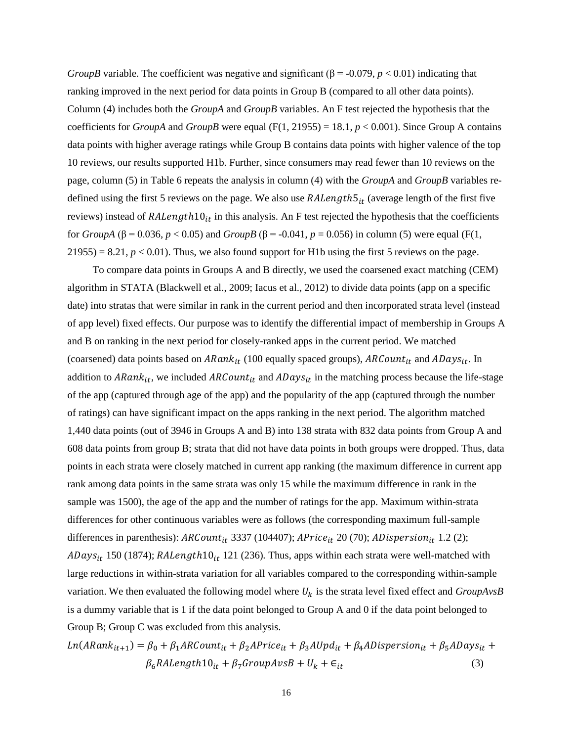*GroupB* variable. The coefficient was negative and significant (β = -0.079, $p < 0.01$) indicating that ranking improved in the next period for data points in Group B (compared to all other data points). Column (4) includes both the *GroupA* and *GroupB* variables. An F test rejected the hypothesis that the coefficients for *GroupA* and *GroupB* were equal ($F(1, 21955) = 18.1$, $p < 0.001$). Since Group A contains data points with higher average ratings while Group B contains data points with higher valence of the top 10 reviews, our results supported H1b. Further, since consumers may read fewer than 10 reviews on the page, column (5) in Table 6 repeats the analysis in column (4) with the *GroupA* and *GroupB* variables re-defined using the first 5 reviews on the page. We also use $RALength5_{it}$ (average length of the first five reviews) instead of $RALength10_{it}$ in this analysis. An F test rejected the hypothesis that the coefficients for *GroupA* (β = 0.036, $p < 0.05$) and *GroupB* (β = -0.041, $p = 0.056$) in column (5) were equal ($F(1, 21955) = 8.21$, $p < 0.01$). Thus, we also found support for H1b using the first 5 reviews on the page.

To compare data points in Groups A and B directly, we used the coarsened exact matching (CEM) algorithm in STATA (Blackwell et al., 2009; Iacus et al., 2012) to divide data points (app on a specific date) into stratas that were similar in rank in the current period and then incorporated strata level (instead of app level) fixed effects. Our purpose was to identify the differential impact of membership in Groups A and B on ranking in the next period for closely-ranked apps in the current period. We matched (coarsened) data points based on $ARank_{it}$ (100 equally spaced groups), $ARCount_{it}$ and $ADays_{it}$. In addition to $ARank_{it}$, we included $ARCount_{it}$ and $ADays_{it}$ in the matching process because the life-stage of the app (captured through age of the app) and the popularity of the app (captured through the number of ratings) can have significant impact on the apps ranking in the next period. The algorithm matched 1,440 data points (out of 3946 in Groups A and B) into 138 strata with 832 data points from Group A and 608 data points from group B; strata that did not have data points in both groups were dropped. Thus, data points in each strata were closely matched in current app ranking (the maximum difference in current app rank among data points in the same strata was only 15 while the maximum difference in rank in the sample was 1500), the age of the app and the number of ratings for the app. Maximum within-strata differences for other continuous variables were as follows (the corresponding maximum full-sample differences in parenthesis): $ARCount_{it}$ 3337 (104407); $APrice_{it}$ 20 (70); $ADispersion_{it}$ 1.2 (2); $ADays_{it}$ 150 (1874); $RALength10_{it}$ 121 (236). Thus, apps within each strata were well-matched with large reductions in within-strata variation for all variables compared to the corresponding within-sample variation. We then evaluated the following model where $U_k$ is the strata level fixed effect and *GroupAvsB* is a dummy variable that is 1 if the data point belonged to Group A and 0 if the data point belonged to Group B; Group C was excluded from this analysis.

$$Ln(ARank_{it+1}) = \beta_0 + \beta_1 ARCount_{it} + \beta_2 APrice_{it} + \beta_3 AUpd_{it} + \beta_4 ADispersion_{it} + \beta_5 ADays_{it} + \beta_6 RALength10_{it} + \beta_7 GroupAvsB + U_k + \epsilon_{it} \quad (3)$$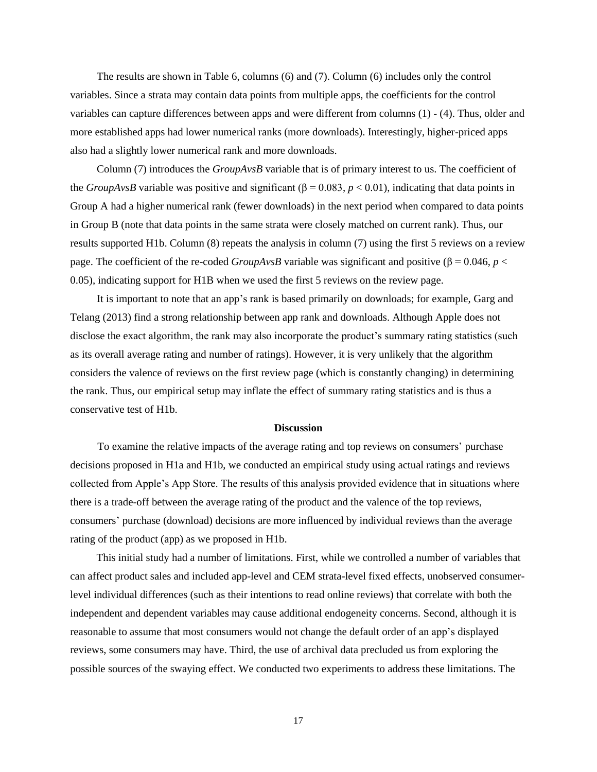The results are shown in Table 6, columns (6) and (7). Column (6) includes only the control variables. Since a strata may contain data points from multiple apps, the coefficients for the control variables can capture differences between apps and were different from columns (1) - (4). Thus, older and more established apps had lower numerical ranks (more downloads). Interestingly, higher-priced apps also had a slightly lower numerical rank and more downloads.

Column (7) introduces the *GroupAvsB* variable that is of primary interest to us. The coefficient of the *GroupAvsB* variable was positive and significant ($\beta = 0.083$, $p < 0.01$), indicating that data points in Group A had a higher numerical rank (fewer downloads) in the next period when compared to data points in Group B (note that data points in the same strata were closely matched on current rank). Thus, our results supported H1b. Column (8) repeats the analysis in column (7) using the first 5 reviews on a review page. The coefficient of the re-coded *GroupAvsB* variable was significant and positive ($\beta = 0.046$, $p < 0.05$), indicating support for H1B when we used the first 5 reviews on the review page.

It is important to note that an app's rank is based primarily on downloads; for example, Garg and Telang (2013) find a strong relationship between app rank and downloads. Although Apple does not disclose the exact algorithm, the rank may also incorporate the product's summary rating statistics (such as its overall average rating and number of ratings). However, it is very unlikely that the algorithm considers the valence of reviews on the first review page (which is constantly changing) in determining the rank. Thus, our empirical setup may inflate the effect of summary rating statistics and is thus a conservative test of H1b.

**Discussion**

To examine the relative impacts of the average rating and top reviews on consumers' purchase decisions proposed in H1a and H1b, we conducted an empirical study using actual ratings and reviews collected from Apple's App Store. The results of this analysis provided evidence that in situations where there is a trade-off between the average rating of the product and the valence of the top reviews, consumers' purchase (download) decisions are more influenced by individual reviews than the average rating of the product (app) as we proposed in H1b.

This initial study had a number of limitations. First, while we controlled a number of variables that can affect product sales and included app-level and CEM strata-level fixed effects, unobserved consumer-level individual differences (such as their intentions to read online reviews) that correlate with both the independent and dependent variables may cause additional endogeneity concerns. Second, although it is reasonable to assume that most consumers would not change the default order of an app's displayed reviews, some consumers may have. Third, the use of archival data precluded us from exploring the possible sources of the swaying effect. We conducted two experiments to address these limitations. The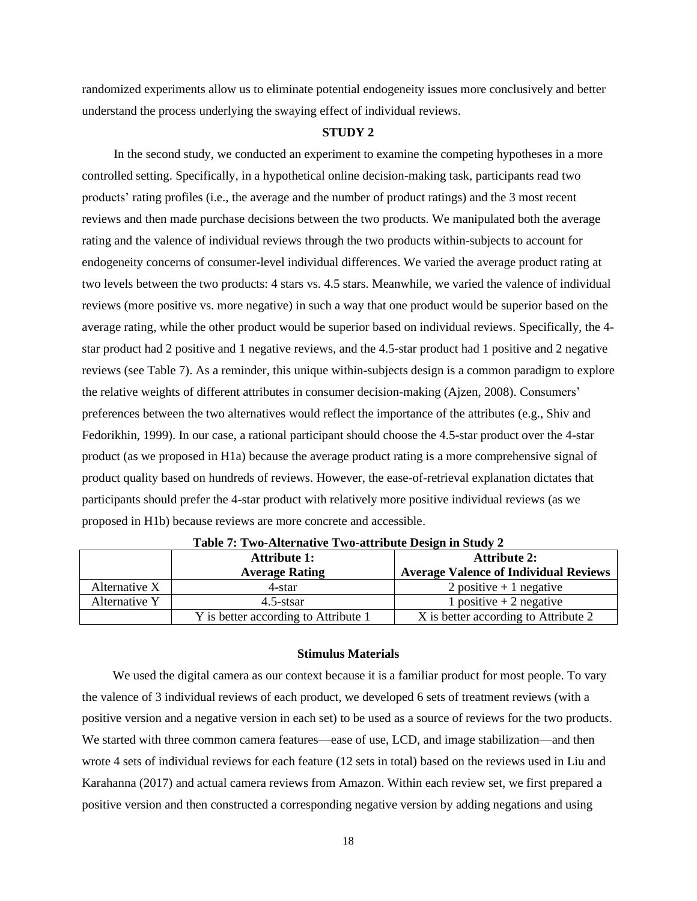randomized experiments allow us to eliminate potential endogeneity issues more conclusively and better understand the process underlying the swaying effect of individual reviews.

## STUDY 2

In the second study, we conducted an experiment to examine the competing hypotheses in a more controlled setting. Specifically, in a hypothetical online decision-making task, participants read two products' rating profiles (i.e., the average and the number of product ratings) and the 3 most recent reviews and then made purchase decisions between the two products. We manipulated both the average rating and the valence of individual reviews through the two products within-subjects to account for endogeneity concerns of consumer-level individual differences. We varied the average product rating at two levels between the two products: 4 stars vs. 4.5 stars. Meanwhile, we varied the valence of individual reviews (more positive vs. more negative) in such a way that one product would be superior based on the average rating, while the other product would be superior based on individual reviews. Specifically, the 4-star product had 2 positive and 1 negative reviews, and the 4.5-star product had 1 positive and 2 negative reviews (see Table 7). As a reminder, this unique within-subjects design is a common paradigm to explore the relative weights of different attributes in consumer decision-making (Ajzen, 2008). Consumers' preferences between the two alternatives would reflect the importance of the attributes (e.g., Shiv and Fedorikhin, 1999). In our case, a rational participant should choose the 4.5-star product over the 4-star product (as we proposed in H1a) because the average product rating is a more comprehensive signal of product quality based on hundreds of reviews. However, the ease-of-retrieval explanation dictates that participants should prefer the 4-star product with relatively more positive individual reviews (as we proposed in H1b) because reviews are more concrete and accessible.

**Table 7: Two-Alternative Two-attribute Design in Study 2**

| | Attribute 1: Average Rating | Attribute 2: Average Valence of Individual Reviews |
|---|---|---|
| Alternative X | 4-star | 2 positive + 1 negative |
| Alternative Y | 4.5-stsar | 1 positive + 2 negative |
| | Y is better according to Attribute 1 | X is better according to Attribute 2 |

### Stimulus Materials

We used the digital camera as our context because it is a familiar product for most people. To vary the valence of 3 individual reviews of each product, we developed 6 sets of treatment reviews (with a positive version and a negative version in each set) to be used as a source of reviews for the two products. We started with three common camera features—ease of use, LCD, and image stabilization—and then wrote 4 sets of individual reviews for each feature (12 sets in total) based on the reviews used in Liu and Karahanna (2017) and actual camera reviews from Amazon. Within each review set, we first prepared a positive version and then constructed a corresponding negative version by adding negations and using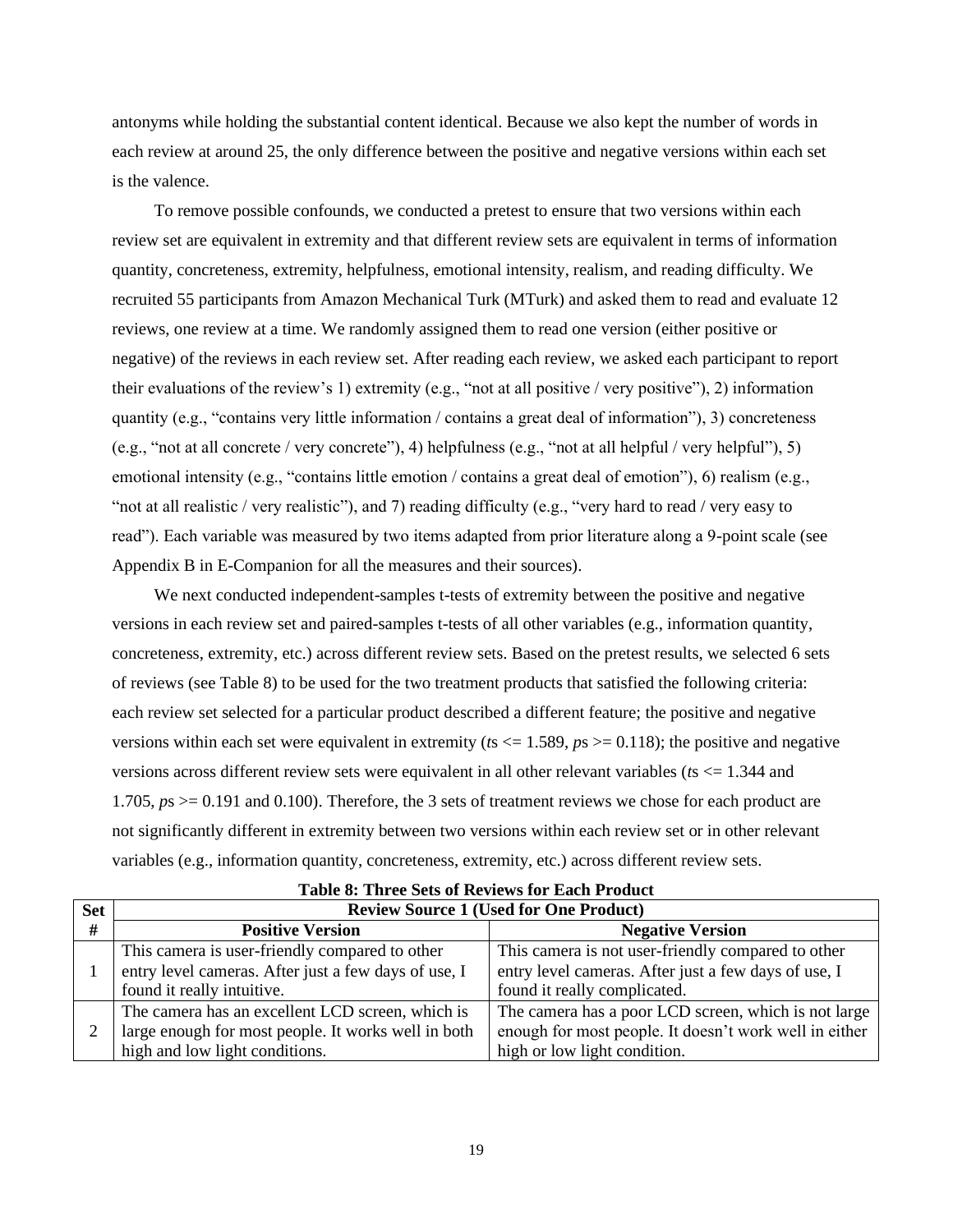antonyms while holding the substantial content identical. Because we also kept the number of words in each review at around 25, the only difference between the positive and negative versions within each set is the valence.

To remove possible confounds, we conducted a pretest to ensure that two versions within each review set are equivalent in extremity and that different review sets are equivalent in terms of information quantity, concreteness, extremity, helpfulness, emotional intensity, realism, and reading difficulty. We recruited 55 participants from Amazon Mechanical Turk (MTurk) and asked them to read and evaluate 12 reviews, one review at a time. We randomly assigned them to read one version (either positive or negative) of the reviews in each review set. After reading each review, we asked each participant to report their evaluations of the review's 1) extremity (e.g., "not at all positive / very positive"), 2) information quantity (e.g., "contains very little information / contains a great deal of information"), 3) concreteness (e.g., "not at all concrete / very concrete"), 4) helpfulness (e.g., "not at all helpful / very helpful"), 5) emotional intensity (e.g., "contains little emotion / contains a great deal of emotion"), 6) realism (e.g., "not at all realistic / very realistic"), and 7) reading difficulty (e.g., "very hard to read / very easy to read"). Each variable was measured by two items adapted from prior literature along a 9-point scale (see Appendix B in E-Companion for all the measures and their sources).

We next conducted independent-samples t-tests of extremity between the positive and negative versions in each review set and paired-samples t-tests of all other variables (e.g., information quantity, concreteness, extremity, etc.) across different review sets. Based on the pretest results, we selected 6 sets of reviews (see Table 8) to be used for the two treatment products that satisfied the following criteria: each review set selected for a particular product described a different feature; the positive and negative versions within each set were equivalent in extremity ($t$s $<= 1.589$, $p$s $>= 0.118$); the positive and negative versions across different review sets were equivalent in all other relevant variables ($t$s $<= 1.344$ and $1.705$, $p$s $>= 0.191$ and $0.100$). Therefore, the 3 sets of treatment reviews we chose for each product are not significantly different in extremity between two versions within each review set or in other relevant variables (e.g., information quantity, concreteness, extremity, etc.) across different review sets.

**Table 8: Three Sets of Reviews for Each Product**

| Set # | Review Source 1 (Used for One Product) | |
|---|---|---|
| | **Positive Version** | **Negative Version** |
| 1 | This camera is user-friendly compared to other entry level cameras. After just a few days of use, I found it really intuitive. | This camera is not user-friendly compared to other entry level cameras. After just a few days of use, I found it really complicated. |
| 2 | The camera has an excellent LCD screen, which is large enough for most people. It works well in both high and low light conditions. | The camera has a poor LCD screen, which is not large enough for most people. It doesn't work well in either high or low light condition. |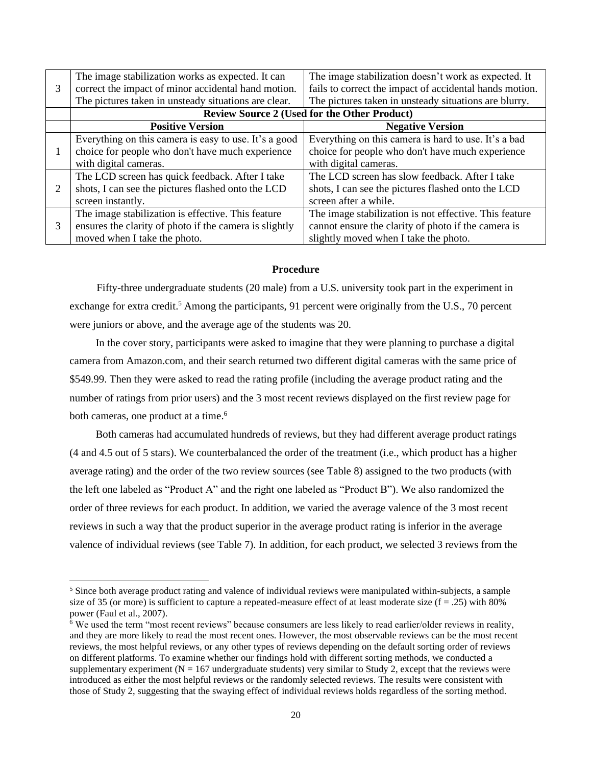| | | |
|---|---|---|
| 3 | The image stabilization works as expected. It can correct the impact of minor accidental hand motion. The pictures taken in unsteady situations are clear. | The image stabilization doesn't work as expected. It fails to correct the impact of accidental hands motion. The pictures taken in unsteady situations are blurry. |
| | **Review Source 2 (Used for the Other Product)** | |
| | **Positive Version** | **Negative Version** |
| 1 | Everything on this camera is easy to use. It's a good choice for people who don't have much experience with digital cameras. | Everything on this camera is hard to use. It's a bad choice for people who don't have much experience with digital cameras. |
| 2 | The LCD screen has quick feedback. After I take shots, I can see the pictures flashed onto the LCD screen instantly. | The LCD screen has slow feedback. After I take shots, I can see the pictures flashed onto the LCD screen after a while. |
| 3 | The image stabilization is effective. This feature ensures the clarity of photo if the camera is slightly moved when I take the photo. | The image stabilization is not effective. This feature cannot ensure the clarity of photo if the camera is slightly moved when I take the photo. |

### Procedure

Fifty-three undergraduate students (20 male) from a U.S. university took part in the experiment in exchange for extra credit.[5] Among the participants, 91 percent were originally from the U.S., 70 percent were juniors or above, and the average age of the students was 20.

In the cover story, participants were asked to imagine that they were planning to purchase a digital camera from Amazon.com, and their search returned two different digital cameras with the same price of $549.99. Then they were asked to read the rating profile (including the average product rating and the number of ratings from prior users) and the 3 most recent reviews displayed on the first review page for both cameras, one product at a time.[6]

Both cameras had accumulated hundreds of reviews, but they had different average product ratings (4 and 4.5 out of 5 stars). We counterbalanced the order of the treatment (i.e., which product has a higher average rating) and the order of the two review sources (see Table 8) assigned to the two products (with the left one labeled as "Product A" and the right one labeled as "Product B"). We also randomized the order of three reviews for each product. In addition, we varied the average valence of the 3 most recent reviews in such a way that the product superior in the average product rating is inferior in the average valence of individual reviews (see Table 7). In addition, for each product, we selected 3 reviews from the

[5] Since both average product rating and valence of individual reviews were manipulated within-subjects, a sample size of 35 (or more) is sufficient to capture a repeated-measure effect of at least moderate size (f = .25) with 80% power (Faul et al., 2007).

[6] We used the term "most recent reviews" because consumers are less likely to read earlier/older reviews in reality, and they are more likely to read the most recent ones. However, the most observable reviews can be the most recent reviews, the most helpful reviews, or any other types of reviews depending on the default sorting order of reviews on different platforms. To examine whether our findings hold with different sorting methods, we conducted a supplementary experiment (N = 167 undergraduate students) very similar to Study 2, except that the reviews were introduced as either the most helpful reviews or the randomly selected reviews. The results were consistent with those of Study 2, suggesting that the swaying effect of individual reviews holds regardless of the sorting method.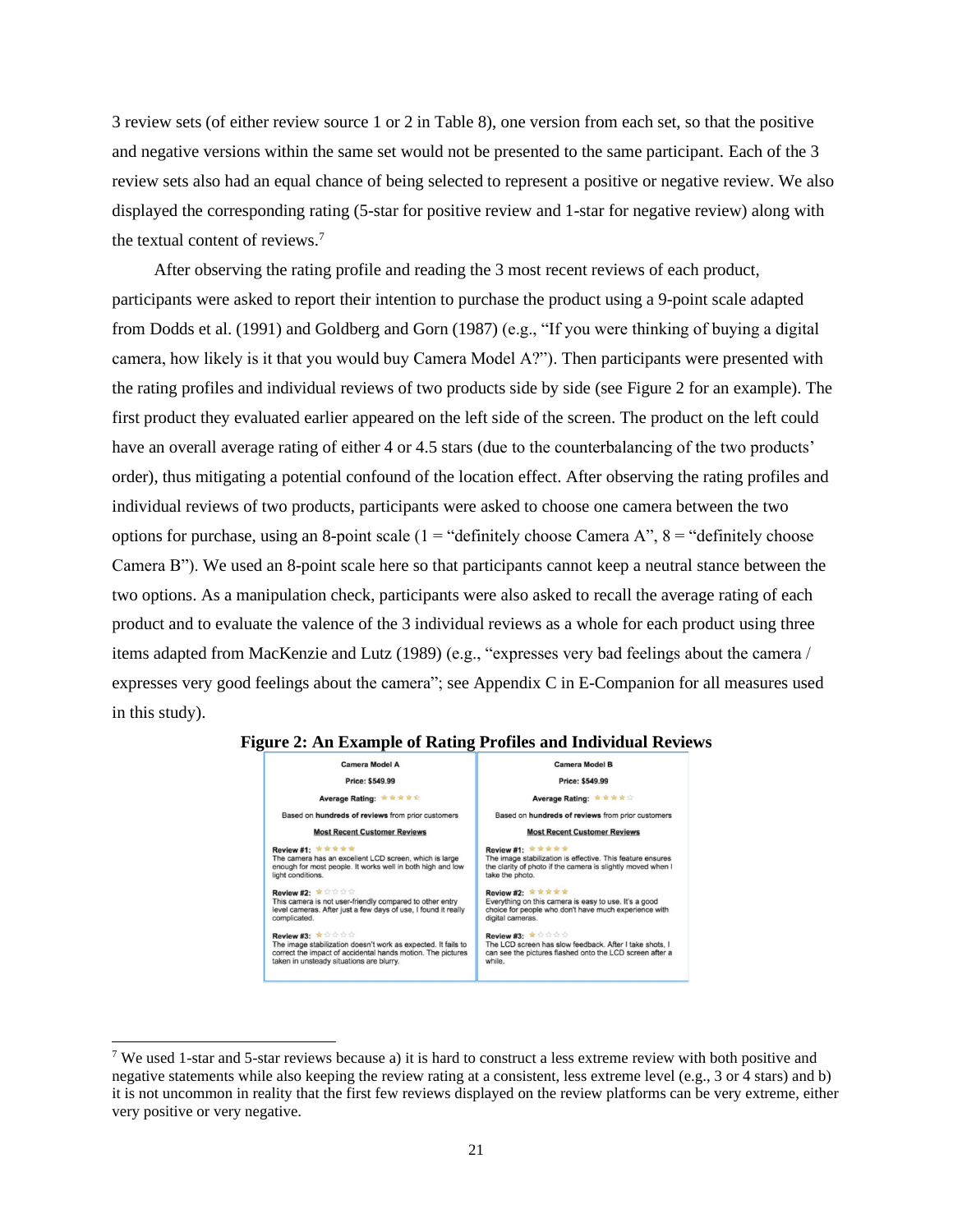3 review sets (of either review source 1 or 2 in Table 8), one version from each set, so that the positive and negative versions within the same set would not be presented to the same participant. Each of the 3 review sets also had an equal chance of being selected to represent a positive or negative review. We also displayed the corresponding rating (5-star for positive review and 1-star for negative review) along with the textual content of reviews.[7]

After observing the rating profile and reading the 3 most recent reviews of each product, participants were asked to report their intention to purchase the product using a 9-point scale adapted from Dodds et al. (1991) and Goldberg and Gorn (1987) (e.g., "If you were thinking of buying a digital camera, how likely is it that you would buy Camera Model A?"). Then participants were presented with the rating profiles and individual reviews of two products side by side (see Figure 2 for an example). The first product they evaluated earlier appeared on the left side of the screen. The product on the left could have an overall average rating of either 4 or 4.5 stars (due to the counterbalancing of the two products' order), thus mitigating a potential confound of the location effect. After observing the rating profiles and individual reviews of two products, participants were asked to choose one camera between the two options for purchase, using an 8-point scale (1 = "definitely choose Camera A", 8 = "definitely choose Camera B"). We used an 8-point scale here so that participants cannot keep a neutral stance between the two options. As a manipulation check, participants were also asked to recall the average rating of each product and to evaluate the valence of the 3 individual reviews as a whole for each product using three items adapted from MacKenzie and Lutz (1989) (e.g., "expresses very bad feelings about the camera / expresses very good feelings about the camera"; see Appendix C in E-Companion for all measures used in this study).

**Figure 2: An Example of Rating Profiles and Individual Reviews**

| Camera Model A | Camera Model B |
|---|---|
| Price: $549.99 | Price: $549.99 |
| Average Rating: ★★★★½ | Average Rating: ★★★★☆ |
| Based on **hundreds of reviews** from prior customers | Based on **hundreds of reviews** from prior customers |
| **Most Recent Customer Reviews** | **Most Recent Customer Reviews** |
| **Review #1:** ★★★★★ The camera has an excellent LCD screen, which is large enough for most people. It works well in both high and low light conditions. | **Review #1:** ★★★★★ The image stabilization is effective. This feature ensures the clarity of photo if the camera is slightly moved when I take the photo. |
| **Review #2:** ★☆☆☆☆ This camera is not user-friendly compared to other entry level cameras. After just a few days of use, I found it really complicated. | **Review #2:** ★★★★★ Everything on this camera is easy to use. It's a good choice for people who don't have much experience with digital cameras. |
| **Review #3:** ★☆☆☆☆ The image stabilization doesn't work as expected. It fails to correct the impact of accidental hands motion. The pictures taken in unsteady situations are blurry. | **Review #3:** ★☆☆☆☆ The LCD screen has slow feedback. After I take shots, I can see the pictures flashed onto the LCD screen after a while. |

[7] We used 1-star and 5-star reviews because a) it is hard to construct a less extreme review with both positive and negative statements while also keeping the review rating at a consistent, less extreme level (e.g., 3 or 4 stars) and b) it is not uncommon in reality that the first few reviews displayed on the review platforms can be very extreme, either very positive or very negative.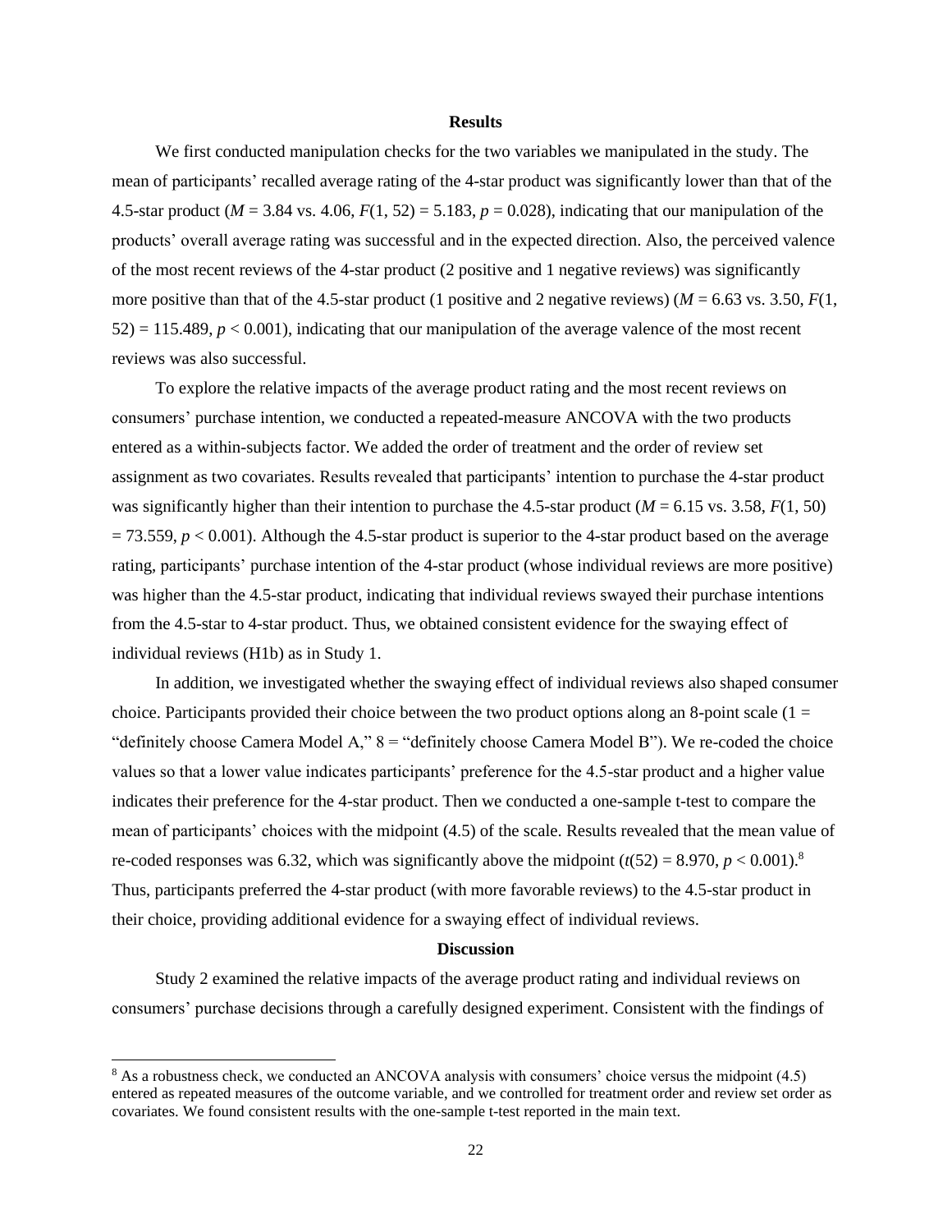## Results

We first conducted manipulation checks for the two variables we manipulated in the study. The mean of participants' recalled average rating of the 4-star product was significantly lower than that of the 4.5-star product ($M = 3.84$ vs. $4.06$, $F(1, 52) = 5.183$, $p = 0.028$), indicating that our manipulation of the products' overall average rating was successful and in the expected direction. Also, the perceived valence of the most recent reviews of the 4-star product (2 positive and 1 negative reviews) was significantly more positive than that of the 4.5-star product (1 positive and 2 negative reviews) ($M = 6.63$ vs. $3.50$, $F(1, 52) = 115.489$, $p < 0.001$), indicating that our manipulation of the average valence of the most recent reviews was also successful.

To explore the relative impacts of the average product rating and the most recent reviews on consumers' purchase intention, we conducted a repeated-measure ANCOVA with the two products entered as a within-subjects factor. We added the order of treatment and the order of review set assignment as two covariates. Results revealed that participants' intention to purchase the 4-star product was significantly higher than their intention to purchase the 4.5-star product ($M = 6.15$ vs. $3.58$, $F(1, 50) = 73.559$, $p < 0.001$). Although the 4.5-star product is superior to the 4-star product based on the average rating, participants' purchase intention of the 4-star product (whose individual reviews are more positive) was higher than the 4.5-star product, indicating that individual reviews swayed their purchase intentions from the 4.5-star to 4-star product. Thus, we obtained consistent evidence for the swaying effect of individual reviews (H1b) as in Study 1.

In addition, we investigated whether the swaying effect of individual reviews also shaped consumer choice. Participants provided their choice between the two product options along an 8-point scale (1 = "definitely choose Camera Model A," 8 = "definitely choose Camera Model B"). We re-coded the choice values so that a lower value indicates participants' preference for the 4.5-star product and a higher value indicates their preference for the 4-star product. Then we conducted a one-sample t-test to compare the mean of participants' choices with the midpoint (4.5) of the scale. Results revealed that the mean value of re-coded responses was 6.32, which was significantly above the midpoint ($t(52) = 8.970$, $p < 0.001$).[8] Thus, participants preferred the 4-star product (with more favorable reviews) to the 4.5-star product in their choice, providing additional evidence for a swaying effect of individual reviews.

## Discussion

Study 2 examined the relative impacts of the average product rating and individual reviews on consumers' purchase decisions through a carefully designed experiment. Consistent with the findings of

[8] As a robustness check, we conducted an ANCOVA analysis with consumers' choice versus the midpoint (4.5) entered as repeated measures of the outcome variable, and we controlled for treatment order and review set order as covariates. We found consistent results with the one-sample t-test reported in the main text.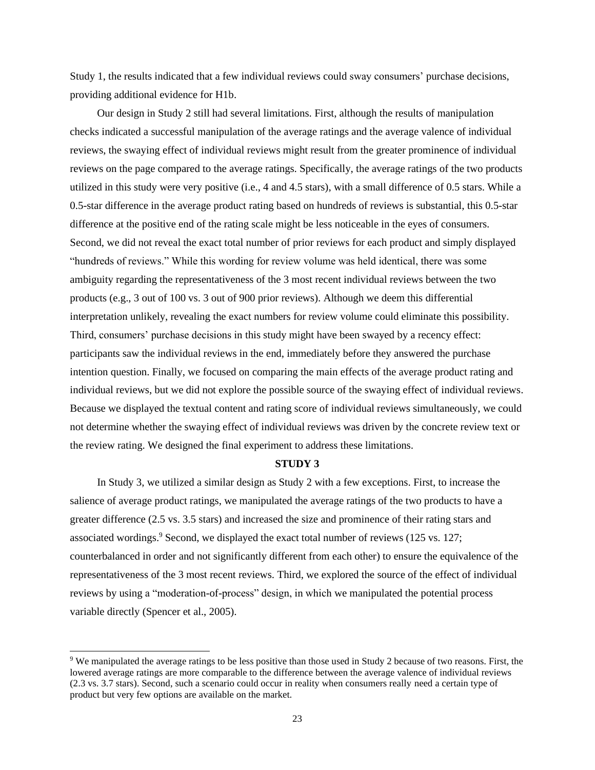Study 1, the results indicated that a few individual reviews could sway consumers' purchase decisions, providing additional evidence for H1b.

Our design in Study 2 still had several limitations. First, although the results of manipulation checks indicated a successful manipulation of the average ratings and the average valence of individual reviews, the swaying effect of individual reviews might result from the greater prominence of individual reviews on the page compared to the average ratings. Specifically, the average ratings of the two products utilized in this study were very positive (i.e., 4 and 4.5 stars), with a small difference of 0.5 stars. While a 0.5-star difference in the average product rating based on hundreds of reviews is substantial, this 0.5-star difference at the positive end of the rating scale might be less noticeable in the eyes of consumers. Second, we did not reveal the exact total number of prior reviews for each product and simply displayed "hundreds of reviews." While this wording for review volume was held identical, there was some ambiguity regarding the representativeness of the 3 most recent individual reviews between the two products (e.g., 3 out of 100 vs. 3 out of 900 prior reviews). Although we deem this differential interpretation unlikely, revealing the exact numbers for review volume could eliminate this possibility. Third, consumers' purchase decisions in this study might have been swayed by a recency effect: participants saw the individual reviews in the end, immediately before they answered the purchase intention question. Finally, we focused on comparing the main effects of the average product rating and individual reviews, but we did not explore the possible source of the swaying effect of individual reviews. Because we displayed the textual content and rating score of individual reviews simultaneously, we could not determine whether the swaying effect of individual reviews was driven by the concrete review text or the review rating. We designed the final experiment to address these limitations.

## STUDY 3

In Study 3, we utilized a similar design as Study 2 with a few exceptions. First, to increase the salience of average product ratings, we manipulated the average ratings of the two products to have a greater difference (2.5 vs. 3.5 stars) and increased the size and prominence of their rating stars and associated wordings.[9] Second, we displayed the exact total number of reviews (125 vs. 127; counterbalanced in order and not significantly different from each other) to ensure the equivalence of the representativeness of the 3 most recent reviews. Third, we explored the source of the effect of individual reviews by using a "moderation-of-process" design, in which we manipulated the potential process variable directly (Spencer et al., 2005).

---

[9] We manipulated the average ratings to be less positive than those used in Study 2 because of two reasons. First, the lowered average ratings are more comparable to the difference between the average valence of individual reviews (2.3 vs. 3.7 stars). Second, such a scenario could occur in reality when consumers really need a certain type of product but very few options are available on the market.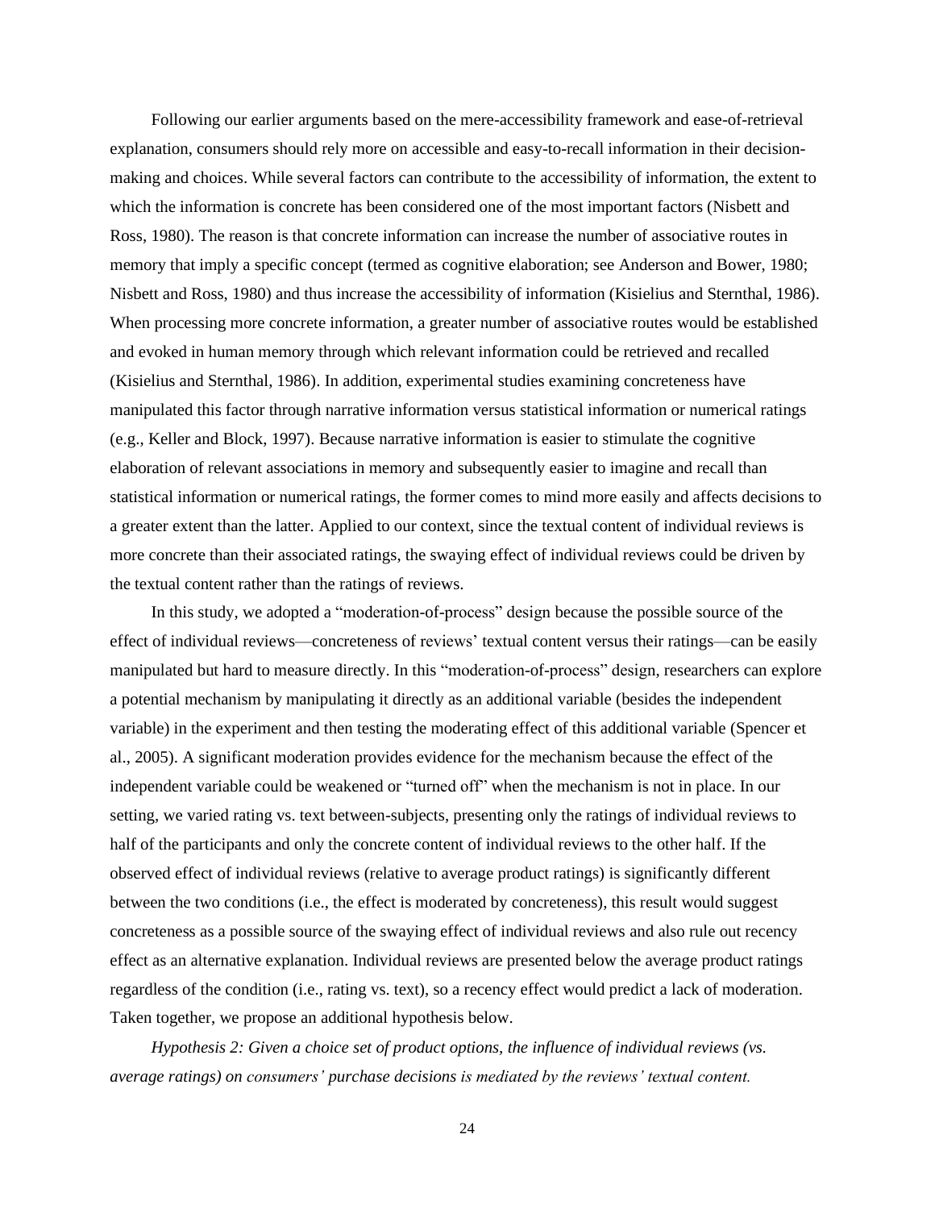Following our earlier arguments based on the mere-accessibility framework and ease-of-retrieval explanation, consumers should rely more on accessible and easy-to-recall information in their decision-making and choices. While several factors can contribute to the accessibility of information, the extent to which the information is concrete has been considered one of the most important factors (Nisbett and Ross, 1980). The reason is that concrete information can increase the number of associative routes in memory that imply a specific concept (termed as cognitive elaboration; see Anderson and Bower, 1980; Nisbett and Ross, 1980) and thus increase the accessibility of information (Kisielius and Sternthal, 1986). When processing more concrete information, a greater number of associative routes would be established and evoked in human memory through which relevant information could be retrieved and recalled (Kisielius and Sternthal, 1986). In addition, experimental studies examining concreteness have manipulated this factor through narrative information versus statistical information or numerical ratings (e.g., Keller and Block, 1997). Because narrative information is easier to stimulate the cognitive elaboration of relevant associations in memory and subsequently easier to imagine and recall than statistical information or numerical ratings, the former comes to mind more easily and affects decisions to a greater extent than the latter. Applied to our context, since the textual content of individual reviews is more concrete than their associated ratings, the swaying effect of individual reviews could be driven by the textual content rather than the ratings of reviews.

In this study, we adopted a "moderation-of-process" design because the possible source of the effect of individual reviews—concreteness of reviews' textual content versus their ratings—can be easily manipulated but hard to measure directly. In this "moderation-of-process" design, researchers can explore a potential mechanism by manipulating it directly as an additional variable (besides the independent variable) in the experiment and then testing the moderating effect of this additional variable (Spencer et al., 2005). A significant moderation provides evidence for the mechanism because the effect of the independent variable could be weakened or "turned off" when the mechanism is not in place. In our setting, we varied rating vs. text between-subjects, presenting only the ratings of individual reviews to half of the participants and only the concrete content of individual reviews to the other half. If the observed effect of individual reviews (relative to average product ratings) is significantly different between the two conditions (i.e., the effect is moderated by concreteness), this result would suggest concreteness as a possible source of the swaying effect of individual reviews and also rule out recency effect as an alternative explanation. Individual reviews are presented below the average product ratings regardless of the condition (i.e., rating vs. text), so a recency effect would predict a lack of moderation. Taken together, we propose an additional hypothesis below.

*Hypothesis 2: Given a choice set of product options, the influence of individual reviews (vs. average ratings) on consumers' purchase decisions is mediated by the reviews' textual content.*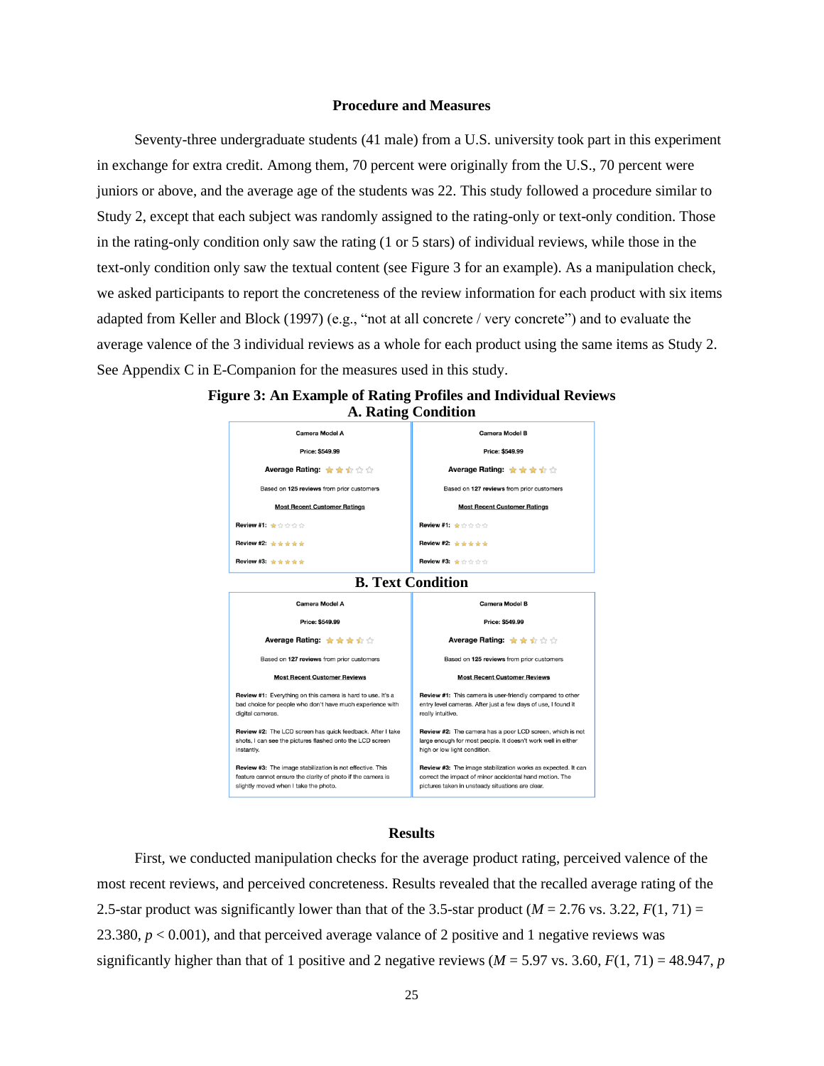## Procedure and Measures

Seventy-three undergraduate students (41 male) from a U.S. university took part in this experiment in exchange for extra credit. Among them, 70 percent were originally from the U.S., 70 percent were juniors or above, and the average age of the students was 22. This study followed a procedure similar to Study 2, except that each subject was randomly assigned to the rating-only or text-only condition. Those in the rating-only condition only saw the rating (1 or 5 stars) of individual reviews, while those in the text-only condition only saw the textual content (see Figure 3 for an example). As a manipulation check, we asked participants to report the concreteness of the review information for each product with six items adapted from Keller and Block (1997) (e.g., "not at all concrete / very concrete") and to evaluate the average valence of the 3 individual reviews as a whole for each product using the same items as Study 2. See Appendix C in E-Companion for the measures used in this study.

**Figure 3: An Example of Rating Profiles and Individual Reviews**

**A. Rating Condition**

| Camera Model A | Camera Model B |
|---|---|
| Price: $549.99 | Price: $549.99 |
| Average Rating: ★★½☆☆ | Average Rating: ★★★½☆ |
| Based on 125 reviews from prior customers | Based on 127 reviews from prior customers |
| Most Recent Customer Ratings | Most Recent Customer Ratings |
| Review #1: ★☆☆☆☆ | Review #1: ★☆☆☆☆ |
| Review #2: ★★★★★ | Review #2: ★★★★★ |
| Review #3: ★★★★★ | Review #3: ★☆☆☆☆ |

**B. Text Condition**

| Camera Model A | Camera Model B |
|---|---|
| Price: $549.99 | Price: $549.99 |
| Average Rating: ★★★½☆ | Average Rating: ★★½☆☆ |
| Based on 127 reviews from prior customers | Based on 125 reviews from prior customers |
| Most Recent Customer Reviews | Most Recent Customer Reviews |
| Review #1: Everything on this camera is hard to use. It's a bad choice for people who don't have much experience with digital cameras. | Review #1: This camera is user-friendly compared to other entry level cameras. After just a few days of use, I found it really intuitive. |
| Review #2: The LCD screen has quick feedback. After I take shots, I can see the pictures flashed onto the LCD screen instantly. | Review #2: The camera has a poor LCD screen, which is not large enough for most people. It doesn't work well in either high or low light condition. |
| Review #3: The image stabilization is not effective. This feature cannot ensure the clarity of photo if the camera is slightly moved when I take the photo. | Review #3: The image stabilization works as expected. It can correct the impact of minor accidental hand motion. The pictures taken in unsteady situations are clear. |

## Results

First, we conducted manipulation checks for the average product rating, perceived valence of the most recent reviews, and perceived concreteness. Results revealed that the recalled average rating of the 2.5-star product was significantly lower than that of the 3.5-star product ($M$ = 2.76 vs. 3.22, $F(1, 71) = 23.380$, $p < 0.001$), and that perceived average valance of 2 positive and 1 negative reviews was significantly higher than that of 1 positive and 2 negative reviews ($M$ = 5.97 vs. 3.60, $F(1, 71) = 48.947$, $p$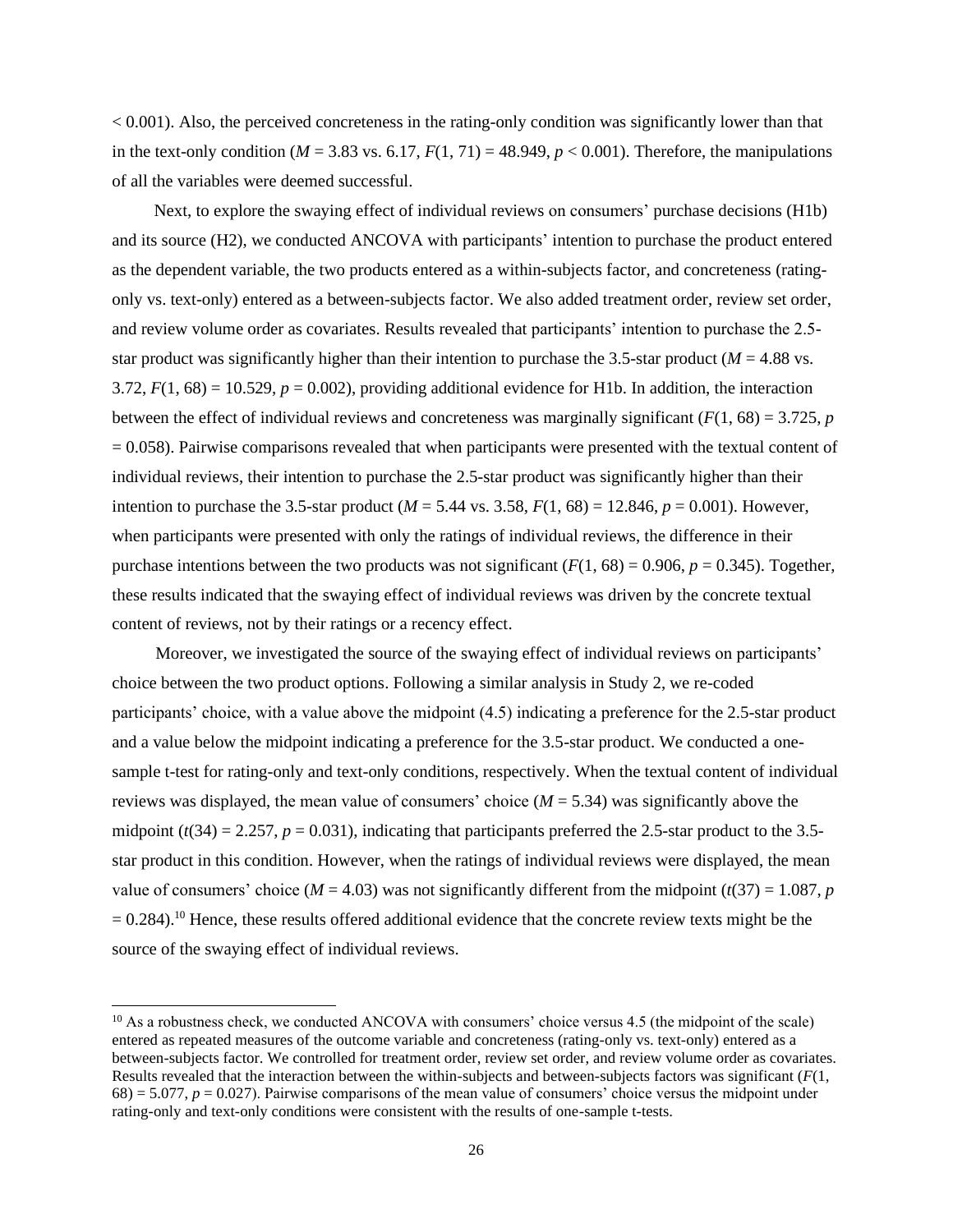$< 0.001$). Also, the perceived concreteness in the rating-only condition was significantly lower than that in the text-only condition ($M = 3.83$ vs. $6.17$, $F(1, 71) = 48.949$, $p < 0.001$). Therefore, the manipulations of all the variables were deemed successful.

Next, to explore the swaying effect of individual reviews on consumers' purchase decisions (H1b) and its source (H2), we conducted ANCOVA with participants' intention to purchase the product entered as the dependent variable, the two products entered as a within-subjects factor, and concreteness (rating-only vs. text-only) entered as a between-subjects factor. We also added treatment order, review set order, and review volume order as covariates. Results revealed that participants' intention to purchase the 2.5-star product was significantly higher than their intention to purchase the 3.5-star product ($M = 4.88$ vs. $3.72$, $F(1, 68) = 10.529$, $p = 0.002$), providing additional evidence for H1b. In addition, the interaction between the effect of individual reviews and concreteness was marginally significant ($F(1, 68) = 3.725$, $p = 0.058$). Pairwise comparisons revealed that when participants were presented with the textual content of individual reviews, their intention to purchase the 2.5-star product was significantly higher than their intention to purchase the 3.5-star product ($M = 5.44$ vs. $3.58$, $F(1, 68) = 12.846$, $p = 0.001$). However, when participants were presented with only the ratings of individual reviews, the difference in their purchase intentions between the two products was not significant ($F(1, 68) = 0.906$, $p = 0.345$). Together, these results indicated that the swaying effect of individual reviews was driven by the concrete textual content of reviews, not by their ratings or a recency effect.

Moreover, we investigated the source of the swaying effect of individual reviews on participants' choice between the two product options. Following a similar analysis in Study 2, we re-coded participants' choice, with a value above the midpoint (4.5) indicating a preference for the 2.5-star product and a value below the midpoint indicating a preference for the 3.5-star product. We conducted a one-sample t-test for rating-only and text-only conditions, respectively. When the textual content of individual reviews was displayed, the mean value of consumers' choice ($M = 5.34$) was significantly above the midpoint ($t(34) = 2.257$, $p = 0.031$), indicating that participants preferred the 2.5-star product to the 3.5-star product in this condition. However, when the ratings of individual reviews were displayed, the mean value of consumers' choice ($M = 4.03$) was not significantly different from the midpoint ($t(37) = 1.087$, $p = 0.284$).[10] Hence, these results offered additional evidence that the concrete review texts might be the source of the swaying effect of individual reviews.

[10] As a robustness check, we conducted ANCOVA with consumers' choice versus 4.5 (the midpoint of the scale) entered as repeated measures of the outcome variable and concreteness (rating-only vs. text-only) entered as a between-subjects factor. We controlled for treatment order, review set order, and review volume order as covariates. Results revealed that the interaction between the within-subjects and between-subjects factors was significant ($F(1, 68) = 5.077$, $p = 0.027$). Pairwise comparisons of the mean value of consumers' choice versus the midpoint under rating-only and text-only conditions were consistent with the results of one-sample t-tests.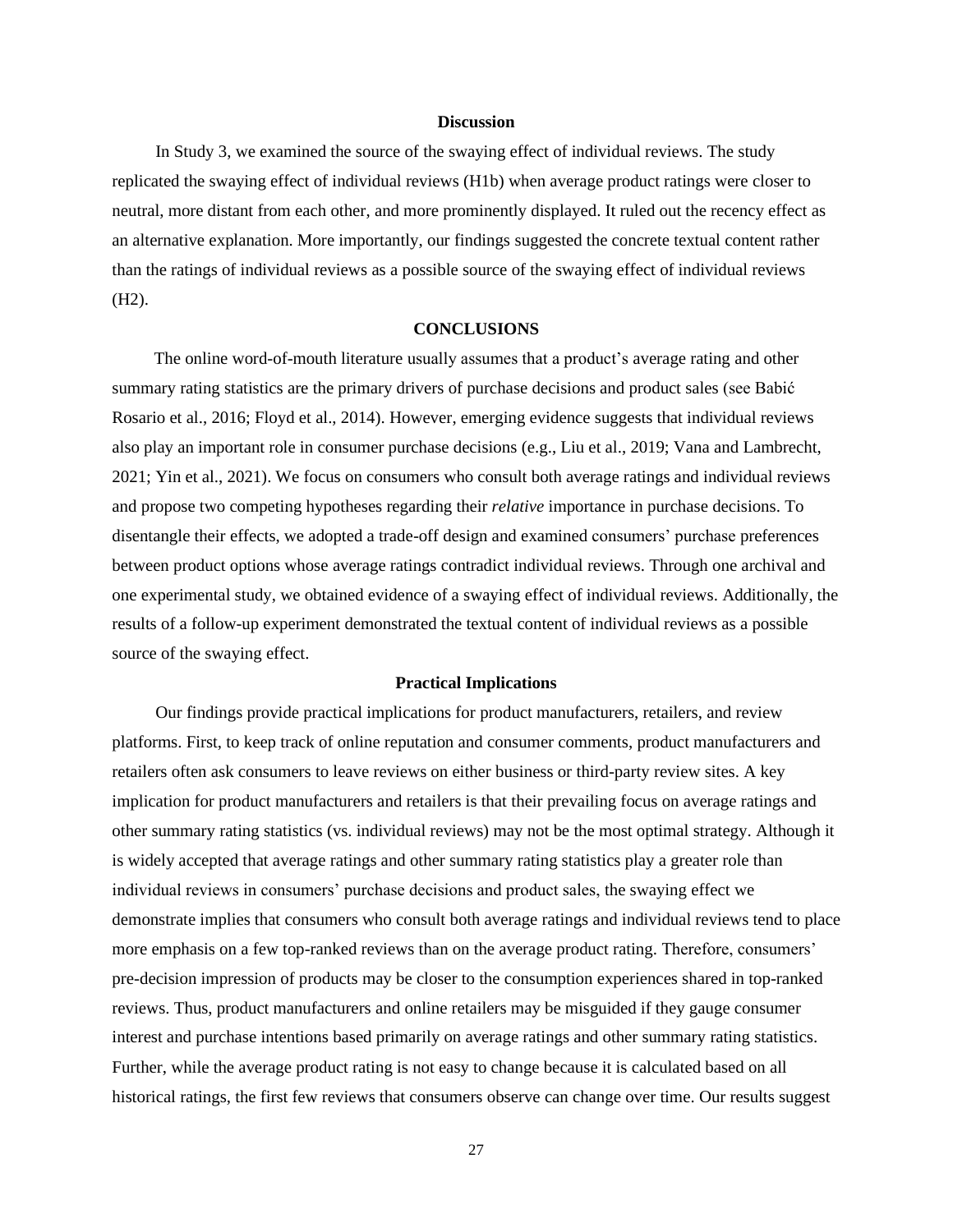### Discussion

In Study 3, we examined the source of the swaying effect of individual reviews. The study replicated the swaying effect of individual reviews (H1b) when average product ratings were closer to neutral, more distant from each other, and more prominently displayed. It ruled out the recency effect as an alternative explanation. More importantly, our findings suggested the concrete textual content rather than the ratings of individual reviews as a possible source of the swaying effect of individual reviews (H2).

## CONCLUSIONS

The online word-of-mouth literature usually assumes that a product's average rating and other summary rating statistics are the primary drivers of purchase decisions and product sales (see Babić Rosario et al., 2016; Floyd et al., 2014). However, emerging evidence suggests that individual reviews also play an important role in consumer purchase decisions (e.g., Liu et al., 2019; Vana and Lambrecht, 2021; Yin et al., 2021). We focus on consumers who consult both average ratings and individual reviews and propose two competing hypotheses regarding their *relative* importance in purchase decisions. To disentangle their effects, we adopted a trade-off design and examined consumers' purchase preferences between product options whose average ratings contradict individual reviews. Through one archival and one experimental study, we obtained evidence of a swaying effect of individual reviews. Additionally, the results of a follow-up experiment demonstrated the textual content of individual reviews as a possible source of the swaying effect.

### Practical Implications

Our findings provide practical implications for product manufacturers, retailers, and review platforms. First, to keep track of online reputation and consumer comments, product manufacturers and retailers often ask consumers to leave reviews on either business or third-party review sites. A key implication for product manufacturers and retailers is that their prevailing focus on average ratings and other summary rating statistics (vs. individual reviews) may not be the most optimal strategy. Although it is widely accepted that average ratings and other summary rating statistics play a greater role than individual reviews in consumers' purchase decisions and product sales, the swaying effect we demonstrate implies that consumers who consult both average ratings and individual reviews tend to place more emphasis on a few top-ranked reviews than on the average product rating. Therefore, consumers' pre-decision impression of products may be closer to the consumption experiences shared in top-ranked reviews. Thus, product manufacturers and online retailers may be misguided if they gauge consumer interest and purchase intentions based primarily on average ratings and other summary rating statistics. Further, while the average product rating is not easy to change because it is calculated based on all historical ratings, the first few reviews that consumers observe can change over time. Our results suggest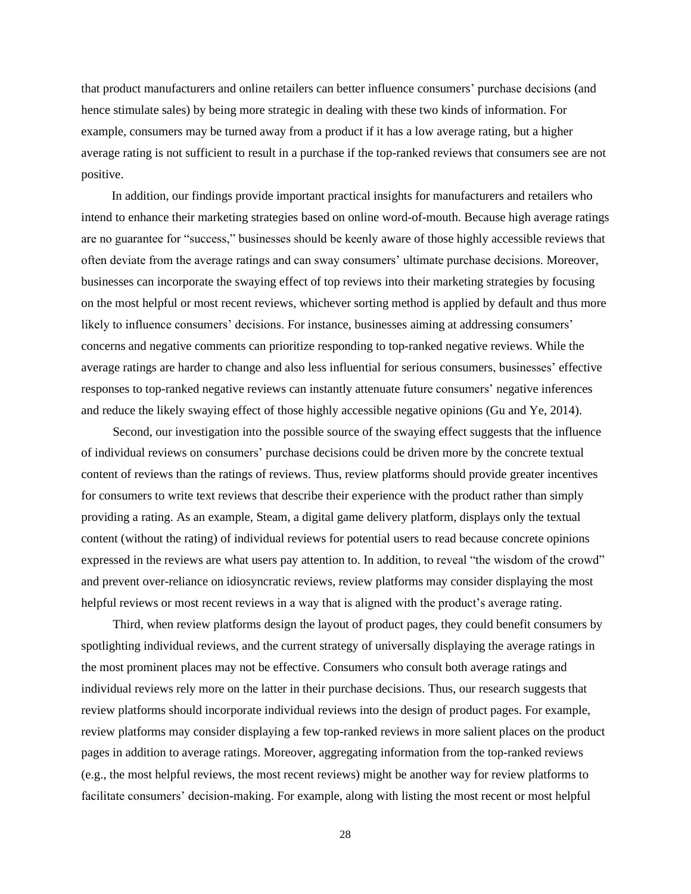that product manufacturers and online retailers can better influence consumers' purchase decisions (and hence stimulate sales) by being more strategic in dealing with these two kinds of information. For example, consumers may be turned away from a product if it has a low average rating, but a higher average rating is not sufficient to result in a purchase if the top-ranked reviews that consumers see are not positive.

In addition, our findings provide important practical insights for manufacturers and retailers who intend to enhance their marketing strategies based on online word-of-mouth. Because high average ratings are no guarantee for "success," businesses should be keenly aware of those highly accessible reviews that often deviate from the average ratings and can sway consumers' ultimate purchase decisions. Moreover, businesses can incorporate the swaying effect of top reviews into their marketing strategies by focusing on the most helpful or most recent reviews, whichever sorting method is applied by default and thus more likely to influence consumers' decisions. For instance, businesses aiming at addressing consumers' concerns and negative comments can prioritize responding to top-ranked negative reviews. While the average ratings are harder to change and also less influential for serious consumers, businesses' effective responses to top-ranked negative reviews can instantly attenuate future consumers' negative inferences and reduce the likely swaying effect of those highly accessible negative opinions (Gu and Ye, 2014).

Second, our investigation into the possible source of the swaying effect suggests that the influence of individual reviews on consumers' purchase decisions could be driven more by the concrete textual content of reviews than the ratings of reviews. Thus, review platforms should provide greater incentives for consumers to write text reviews that describe their experience with the product rather than simply providing a rating. As an example, Steam, a digital game delivery platform, displays only the textual content (without the rating) of individual reviews for potential users to read because concrete opinions expressed in the reviews are what users pay attention to. In addition, to reveal "the wisdom of the crowd" and prevent over-reliance on idiosyncratic reviews, review platforms may consider displaying the most helpful reviews or most recent reviews in a way that is aligned with the product's average rating.

Third, when review platforms design the layout of product pages, they could benefit consumers by spotlighting individual reviews, and the current strategy of universally displaying the average ratings in the most prominent places may not be effective. Consumers who consult both average ratings and individual reviews rely more on the latter in their purchase decisions. Thus, our research suggests that review platforms should incorporate individual reviews into the design of product pages. For example, review platforms may consider displaying a few top-ranked reviews in more salient places on the product pages in addition to average ratings. Moreover, aggregating information from the top-ranked reviews (e.g., the most helpful reviews, the most recent reviews) might be another way for review platforms to facilitate consumers' decision-making. For example, along with listing the most recent or most helpful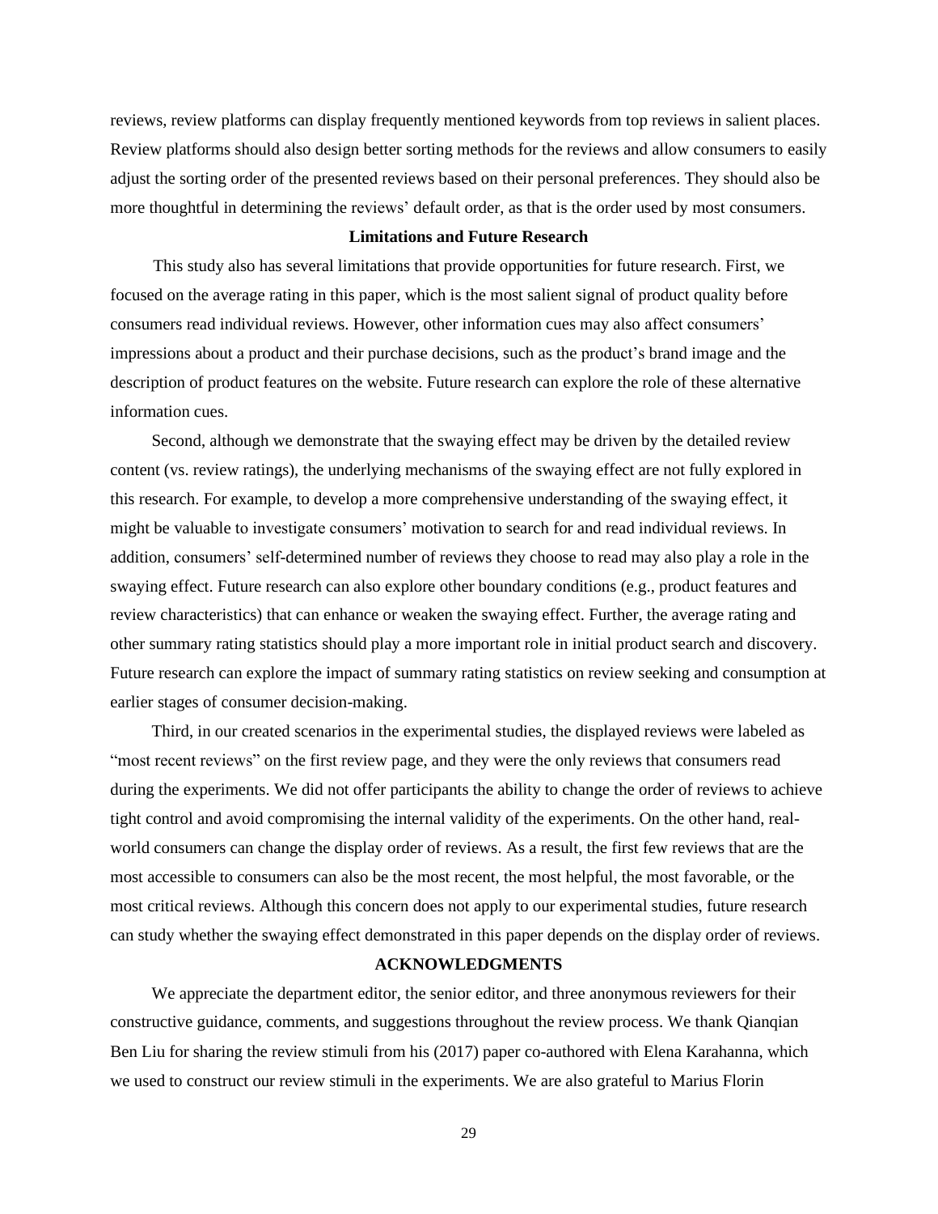reviews, review platforms can display frequently mentioned keywords from top reviews in salient places. Review platforms should also design better sorting methods for the reviews and allow consumers to easily adjust the sorting order of the presented reviews based on their personal preferences. They should also be more thoughtful in determining the reviews' default order, as that is the order used by most consumers.

## Limitations and Future Research

This study also has several limitations that provide opportunities for future research. First, we focused on the average rating in this paper, which is the most salient signal of product quality before consumers read individual reviews. However, other information cues may also affect consumers' impressions about a product and their purchase decisions, such as the product's brand image and the description of product features on the website. Future research can explore the role of these alternative information cues.

Second, although we demonstrate that the swaying effect may be driven by the detailed review content (vs. review ratings), the underlying mechanisms of the swaying effect are not fully explored in this research. For example, to develop a more comprehensive understanding of the swaying effect, it might be valuable to investigate consumers' motivation to search for and read individual reviews. In addition, consumers' self-determined number of reviews they choose to read may also play a role in the swaying effect. Future research can also explore other boundary conditions (e.g., product features and review characteristics) that can enhance or weaken the swaying effect. Further, the average rating and other summary rating statistics should play a more important role in initial product search and discovery. Future research can explore the impact of summary rating statistics on review seeking and consumption at earlier stages of consumer decision-making.

Third, in our created scenarios in the experimental studies, the displayed reviews were labeled as "most recent reviews" on the first review page, and they were the only reviews that consumers read during the experiments. We did not offer participants the ability to change the order of reviews to achieve tight control and avoid compromising the internal validity of the experiments. On the other hand, real-world consumers can change the display order of reviews. As a result, the first few reviews that are the most accessible to consumers can also be the most recent, the most helpful, the most favorable, or the most critical reviews. Although this concern does not apply to our experimental studies, future research can study whether the swaying effect demonstrated in this paper depends on the display order of reviews.

## ACKNOWLEDGMENTS

We appreciate the department editor, the senior editor, and three anonymous reviewers for their constructive guidance, comments, and suggestions throughout the review process. We thank Qianqian Ben Liu for sharing the review stimuli from his (2017) paper co-authored with Elena Karahanna, which we used to construct our review stimuli in the experiments. We are also grateful to Marius Florin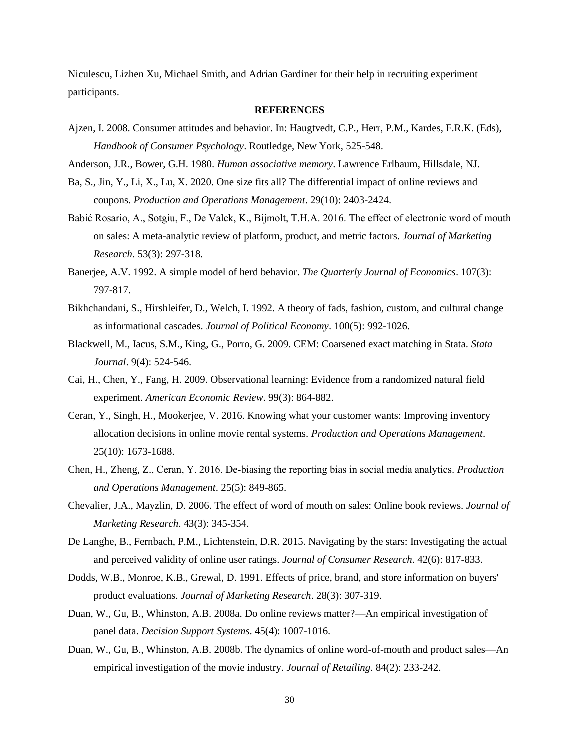Niculescu, Lizhen Xu, Michael Smith, and Adrian Gardiner for their help in recruiting experiment participants.

## REFERENCES

Ajzen, I. 2008. Consumer attitudes and behavior. In: Haugtvedt, C.P., Herr, P.M., Kardes, F.R.K. (Eds), *Handbook of Consumer Psychology*. Routledge, New York, 525-548.

Anderson, J.R., Bower, G.H. 1980. *Human associative memory*. Lawrence Erlbaum, Hillsdale, NJ.

Ba, S., Jin, Y., Li, X., Lu, X. 2020. One size fits all? The differential impact of online reviews and coupons. *Production and Operations Management*. 29(10): 2403-2424.

Babić Rosario, A., Sotgiu, F., De Valck, K., Bijmolt, T.H.A. 2016. The effect of electronic word of mouth on sales: A meta-analytic review of platform, product, and metric factors. *Journal of Marketing Research*. 53(3): 297-318.

Banerjee, A.V. 1992. A simple model of herd behavior. *The Quarterly Journal of Economics*. 107(3): 797-817.

Bikhchandani, S., Hirshleifer, D., Welch, I. 1992. A theory of fads, fashion, custom, and cultural change as informational cascades. *Journal of Political Economy*. 100(5): 992-1026.

Blackwell, M., Iacus, S.M., King, G., Porro, G. 2009. CEM: Coarsened exact matching in Stata. *Stata Journal*. 9(4): 524-546.

Cai, H., Chen, Y., Fang, H. 2009. Observational learning: Evidence from a randomized natural field experiment. *American Economic Review*. 99(3): 864-882.

Ceran, Y., Singh, H., Mookerjee, V. 2016. Knowing what your customer wants: Improving inventory allocation decisions in online movie rental systems. *Production and Operations Management*. 25(10): 1673-1688.

Chen, H., Zheng, Z., Ceran, Y. 2016. De-biasing the reporting bias in social media analytics. *Production and Operations Management*. 25(5): 849-865.

Chevalier, J.A., Mayzlin, D. 2006. The effect of word of mouth on sales: Online book reviews. *Journal of Marketing Research*. 43(3): 345-354.

De Langhe, B., Fernbach, P.M., Lichtenstein, D.R. 2015. Navigating by the stars: Investigating the actual and perceived validity of online user ratings. *Journal of Consumer Research*. 42(6): 817-833.

Dodds, W.B., Monroe, K.B., Grewal, D. 1991. Effects of price, brand, and store information on buyers' product evaluations. *Journal of Marketing Research*. 28(3): 307-319.

Duan, W., Gu, B., Whinston, A.B. 2008a. Do online reviews matter?—An empirical investigation of panel data. *Decision Support Systems*. 45(4): 1007-1016.

Duan, W., Gu, B., Whinston, A.B. 2008b. The dynamics of online word-of-mouth and product sales—An empirical investigation of the movie industry. *Journal of Retailing*. 84(2): 233-242.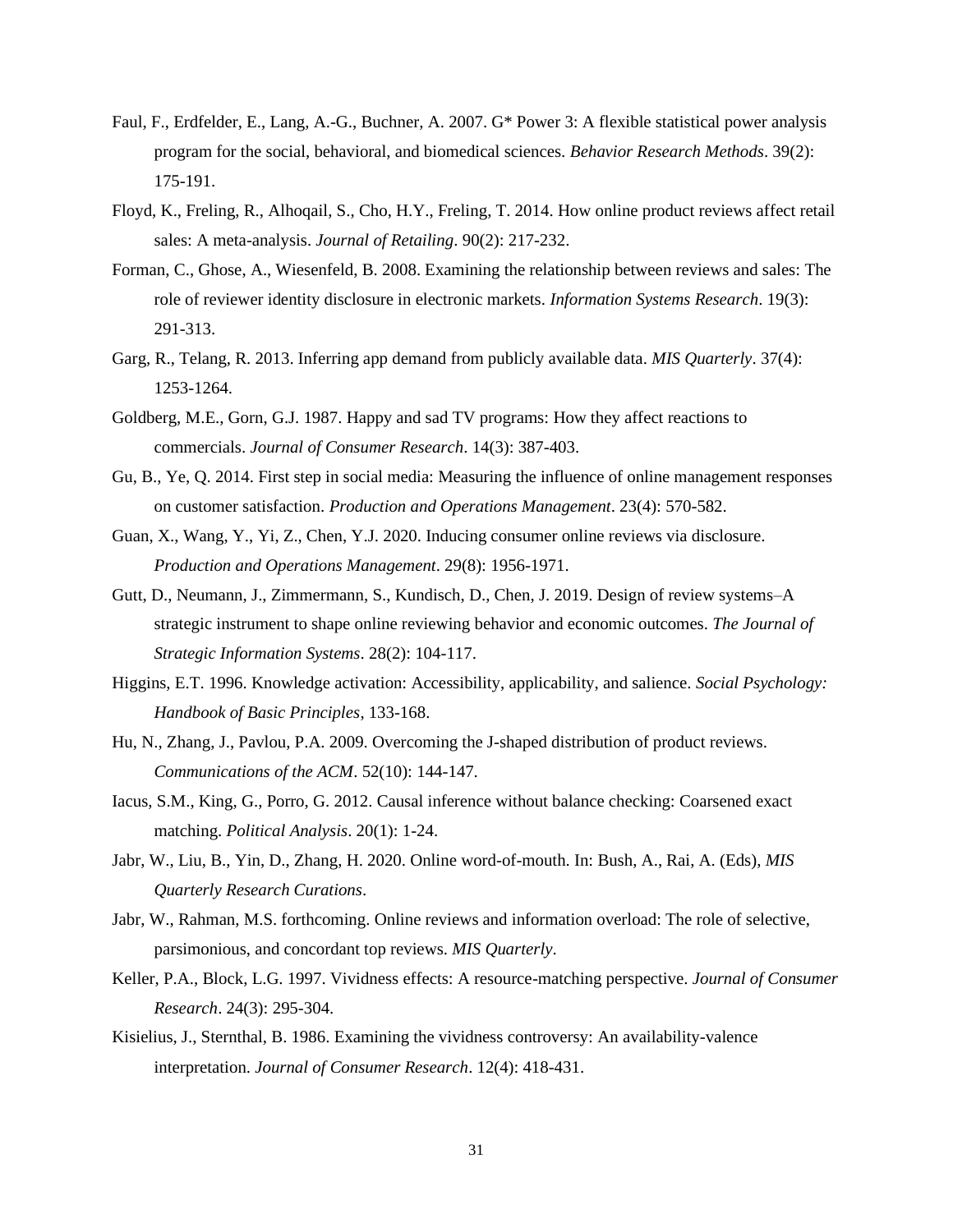Faul, F., Erdfelder, E., Lang, A.-G., Buchner, A. 2007. G* Power 3: A flexible statistical power analysis program for the social, behavioral, and biomedical sciences. *Behavior Research Methods*. 39(2): 175-191.

Floyd, K., Freling, R., Alhoqail, S., Cho, H.Y., Freling, T. 2014. How online product reviews affect retail sales: A meta-analysis. *Journal of Retailing*. 90(2): 217-232.

Forman, C., Ghose, A., Wiesenfeld, B. 2008. Examining the relationship between reviews and sales: The role of reviewer identity disclosure in electronic markets. *Information Systems Research*. 19(3): 291-313.

Garg, R., Telang, R. 2013. Inferring app demand from publicly available data. *MIS Quarterly*. 37(4): 1253-1264.

Goldberg, M.E., Gorn, G.J. 1987. Happy and sad TV programs: How they affect reactions to commercials. *Journal of Consumer Research*. 14(3): 387-403.

Gu, B., Ye, Q. 2014. First step in social media: Measuring the influence of online management responses on customer satisfaction. *Production and Operations Management*. 23(4): 570-582.

Guan, X., Wang, Y., Yi, Z., Chen, Y.J. 2020. Inducing consumer online reviews via disclosure. *Production and Operations Management*. 29(8): 1956-1971.

Gutt, D., Neumann, J., Zimmermann, S., Kundisch, D., Chen, J. 2019. Design of review systems–A strategic instrument to shape online reviewing behavior and economic outcomes. *The Journal of Strategic Information Systems*. 28(2): 104-117.

Higgins, E.T. 1996. Knowledge activation: Accessibility, applicability, and salience. *Social Psychology: Handbook of Basic Principles*, 133-168.

Hu, N., Zhang, J., Pavlou, P.A. 2009. Overcoming the J-shaped distribution of product reviews. *Communications of the ACM*. 52(10): 144-147.

Iacus, S.M., King, G., Porro, G. 2012. Causal inference without balance checking: Coarsened exact matching. *Political Analysis*. 20(1): 1-24.

Jabr, W., Liu, B., Yin, D., Zhang, H. 2020. Online word-of-mouth. In: Bush, A., Rai, A. (Eds), *MIS Quarterly Research Curations*.

Jabr, W., Rahman, M.S. forthcoming. Online reviews and information overload: The role of selective, parsimonious, and concordant top reviews. *MIS Quarterly*.

Keller, P.A., Block, L.G. 1997. Vividness effects: A resource-matching perspective. *Journal of Consumer Research*. 24(3): 295-304.

Kisielius, J., Sternthal, B. 1986. Examining the vividness controversy: An availability-valence interpretation. *Journal of Consumer Research*. 12(4): 418-431.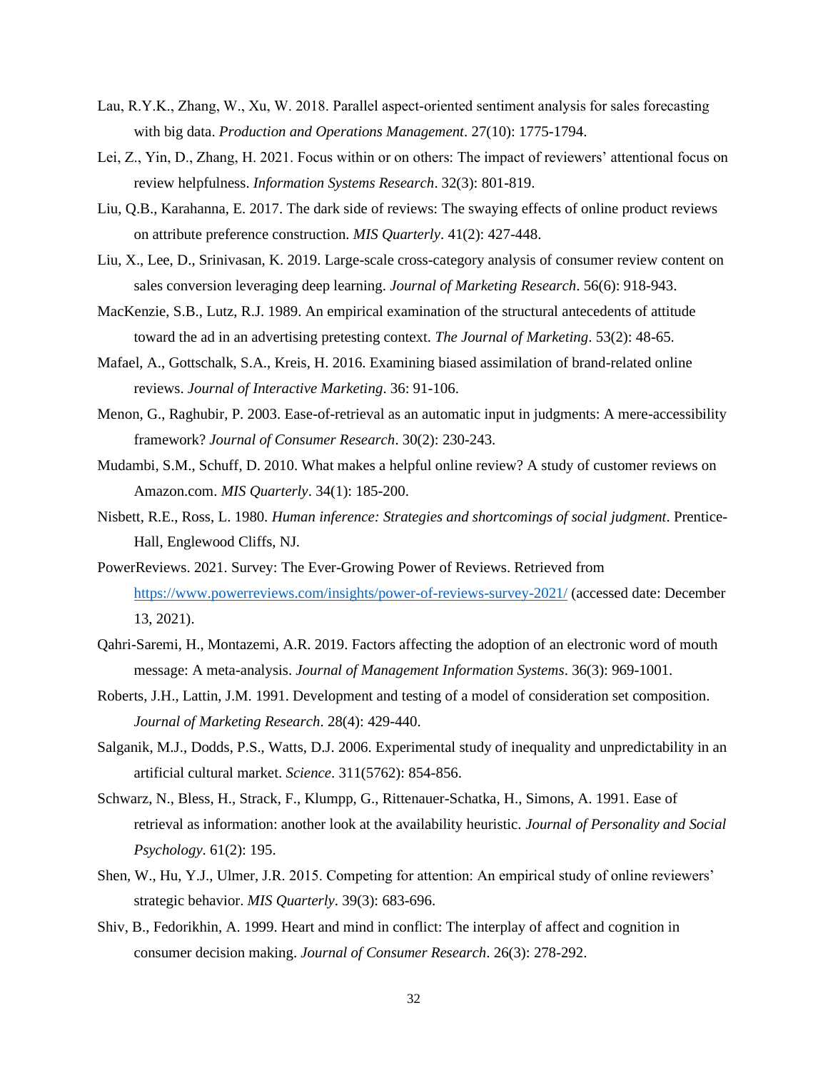Lau, R.Y.K., Zhang, W., Xu, W. 2018. Parallel aspect-oriented sentiment analysis for sales forecasting with big data. *Production and Operations Management*. 27(10): 1775-1794.

Lei, Z., Yin, D., Zhang, H. 2021. Focus within or on others: The impact of reviewers' attentional focus on review helpfulness. *Information Systems Research*. 32(3): 801-819.

Liu, Q.B., Karahanna, E. 2017. The dark side of reviews: The swaying effects of online product reviews on attribute preference construction. *MIS Quarterly*. 41(2): 427-448.

Liu, X., Lee, D., Srinivasan, K. 2019. Large-scale cross-category analysis of consumer review content on sales conversion leveraging deep learning. *Journal of Marketing Research*. 56(6): 918-943.

MacKenzie, S.B., Lutz, R.J. 1989. An empirical examination of the structural antecedents of attitude toward the ad in an advertising pretesting context. *The Journal of Marketing*. 53(2): 48-65.

Mafael, A., Gottschalk, S.A., Kreis, H. 2016. Examining biased assimilation of brand-related online reviews. *Journal of Interactive Marketing*. 36: 91-106.

Menon, G., Raghubir, P. 2003. Ease-of-retrieval as an automatic input in judgments: A mere-accessibility framework? *Journal of Consumer Research*. 30(2): 230-243.

Mudambi, S.M., Schuff, D. 2010. What makes a helpful online review? A study of customer reviews on Amazon.com. *MIS Quarterly*. 34(1): 185-200.

Nisbett, R.E., Ross, L. 1980. *Human inference: Strategies and shortcomings of social judgment*. Prentice-Hall, Englewood Cliffs, NJ.

PowerReviews. 2021. Survey: The Ever-Growing Power of Reviews. Retrieved from https://www.powerreviews.com/insights/power-of-reviews-survey-2021/ (accessed date: December 13, 2021).

Qahri-Saremi, H., Montazemi, A.R. 2019. Factors affecting the adoption of an electronic word of mouth message: A meta-analysis. *Journal of Management Information Systems*. 36(3): 969-1001.

Roberts, J.H., Lattin, J.M. 1991. Development and testing of a model of consideration set composition. *Journal of Marketing Research*. 28(4): 429-440.

Salganik, M.J., Dodds, P.S., Watts, D.J. 2006. Experimental study of inequality and unpredictability in an artificial cultural market. *Science*. 311(5762): 854-856.

Schwarz, N., Bless, H., Strack, F., Klumpp, G., Rittenauer-Schatka, H., Simons, A. 1991. Ease of retrieval as information: another look at the availability heuristic. *Journal of Personality and Social Psychology*. 61(2): 195.

Shen, W., Hu, Y.J., Ulmer, J.R. 2015. Competing for attention: An empirical study of online reviewers' strategic behavior. *MIS Quarterly*. 39(3): 683-696.

Shiv, B., Fedorikhin, A. 1999. Heart and mind in conflict: The interplay of affect and cognition in consumer decision making. *Journal of Consumer Research*. 26(3): 278-292.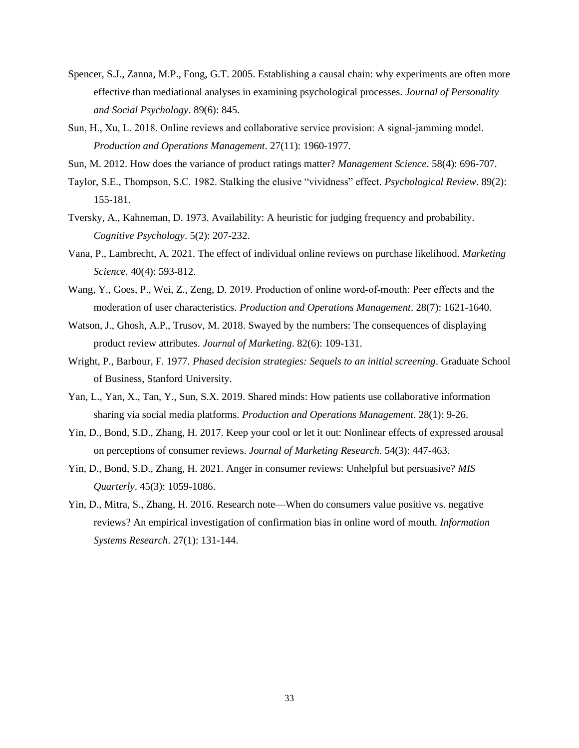Spencer, S.J., Zanna, M.P., Fong, G.T. 2005. Establishing a causal chain: why experiments are often more effective than mediational analyses in examining psychological processes. *Journal of Personality and Social Psychology*. 89(6): 845.

Sun, H., Xu, L. 2018. Online reviews and collaborative service provision: A signal-jamming model. *Production and Operations Management*. 27(11): 1960-1977.

Sun, M. 2012. How does the variance of product ratings matter? *Management Science*. 58(4): 696-707.

Taylor, S.E., Thompson, S.C. 1982. Stalking the elusive "vividness" effect. *Psychological Review*. 89(2): 155-181.

Tversky, A., Kahneman, D. 1973. Availability: A heuristic for judging frequency and probability. *Cognitive Psychology*. 5(2): 207-232.

Vana, P., Lambrecht, A. 2021. The effect of individual online reviews on purchase likelihood. *Marketing Science*. 40(4): 593-812.

Wang, Y., Goes, P., Wei, Z., Zeng, D. 2019. Production of online word-of-mouth: Peer effects and the moderation of user characteristics. *Production and Operations Management*. 28(7): 1621-1640.

Watson, J., Ghosh, A.P., Trusov, M. 2018. Swayed by the numbers: The consequences of displaying product review attributes. *Journal of Marketing*. 82(6): 109-131.

Wright, P., Barbour, F. 1977. *Phased decision strategies: Sequels to an initial screening*. Graduate School of Business, Stanford University.

Yan, L., Yan, X., Tan, Y., Sun, S.X. 2019. Shared minds: How patients use collaborative information sharing via social media platforms. *Production and Operations Management*. 28(1): 9-26.

Yin, D., Bond, S.D., Zhang, H. 2017. Keep your cool or let it out: Nonlinear effects of expressed arousal on perceptions of consumer reviews. *Journal of Marketing Research*. 54(3): 447-463.

Yin, D., Bond, S.D., Zhang, H. 2021. Anger in consumer reviews: Unhelpful but persuasive? *MIS Quarterly*. 45(3): 1059-1086.

Yin, D., Mitra, S., Zhang, H. 2016. Research note—When do consumers value positive vs. negative reviews? An empirical investigation of confirmation bias in online word of mouth. *Information Systems Research*. 27(1): 131-144.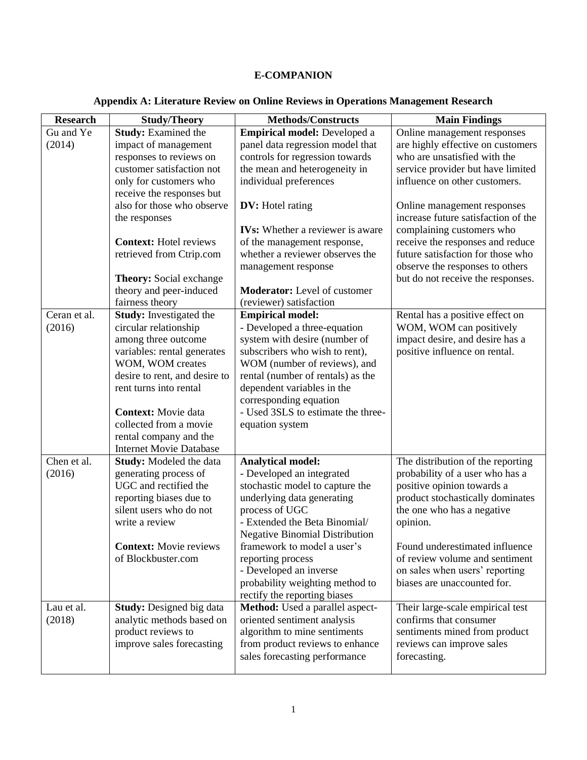# E-COMPANION

## Appendix A: Literature Review on Online Reviews in Operations Management Research

| Research | Study/Theory | Methods/Constructs | Main Findings |
|---|---|---|---|
| Gu and Ye (2014) | **Study:** Examined the impact of management responses to reviews on customer satisfaction not only for customers who receive the responses but also for those who observe the responses<br><br>**Context:** Hotel reviews retrieved from Ctrip.com<br><br>**Theory:** Social exchange theory and peer-induced fairness theory | **Empirical model:** Developed a panel data regression model that controls for regression towards the mean and heterogeneity in individual preferences<br><br>**DV:** Hotel rating<br><br>**IVs:** Whether a reviewer is aware of the management response, whether a reviewer observes the management response<br><br>**Moderator:** Level of customer (reviewer) satisfaction | Online management responses are highly effective on customers who are unsatisfied with the service provider but have limited influence on other customers.<br><br>Online management responses increase future satisfaction of the complaining customers who receive the responses and reduce future satisfaction for those who observe the responses to others but do not receive the responses. |
| Ceran et al. (2016) | **Study:** Investigated the circular relationship among three outcome variables: rental generates WOM, WOM creates desire to rent, and desire to rent turns into rental<br><br>**Context:** Movie data collected from a movie rental company and the Internet Movie Database | **Empirical model:**<br>- Developed a three-equation system with desire (number of subscribers who wish to rent), WOM (number of reviews), and rental (number of rentals) as the dependent variables in the corresponding equation<br>- Used 3SLS to estimate the three-equation system | Rental has a positive effect on WOM, WOM can positively impact desire, and desire has a positive influence on rental. |
| Chen et al. (2016) | **Study:** Modeled the data generating process of UGC and rectified the reporting biases due to silent users who do not write a review<br><br>**Context:** Movie reviews of Blockbuster.com | **Analytical model:**<br>- Developed an integrated stochastic model to capture the underlying data generating process of UGC<br>- Extended the Beta Binomial/ Negative Binomial Distribution framework to model a user's reporting process<br>- Developed an inverse probability weighting method to rectify the reporting biases | The distribution of the reporting probability of a user who has a positive opinion towards a product stochastically dominates the one who has a negative opinion.<br><br>Found underestimated influence of review volume and sentiment on sales when users' reporting biases are unaccounted for. |
| Lau et al. (2018) | **Study:** Designed big data analytic methods based on product reviews to improve sales forecasting | **Method:** Used a parallel aspect-oriented sentiment analysis algorithm to mine sentiments from product reviews to enhance sales forecasting performance | Their large-scale empirical test confirms that consumer sentiments mined from product reviews can improve sales forecasting. |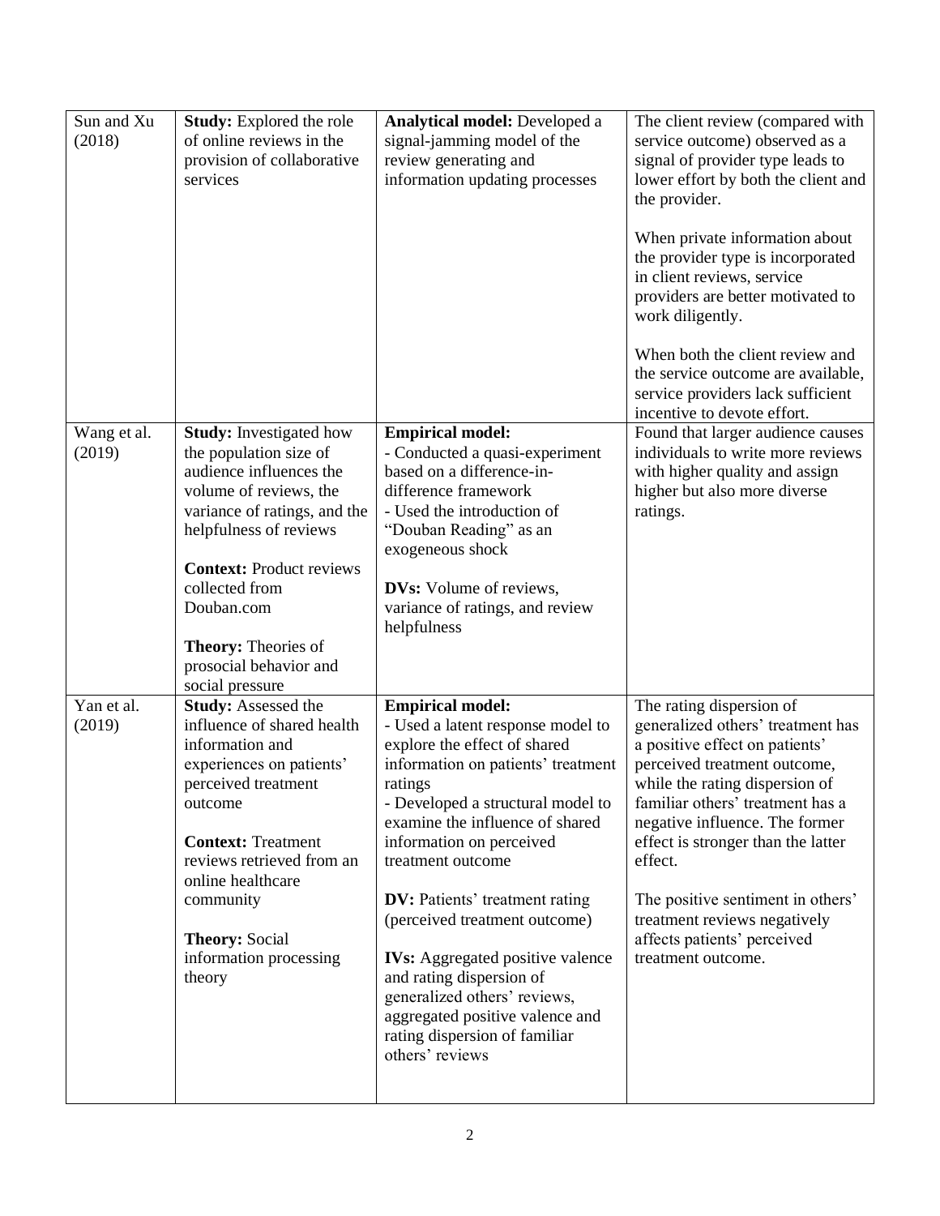| | | | |
|---|---|---|---|
| Sun and Xu (2018) | **Study:** Explored the role of online reviews in the provision of collaborative services | **Analytical model:** Developed a signal-jamming model of the review generating and information updating processes | The client review (compared with service outcome) observed as a signal of provider type leads to lower effort by both the client and the provider.<br><br>When private information about the provider type is incorporated in client reviews, service providers are better motivated to work diligently.<br><br>When both the client review and the service outcome are available, service providers lack sufficient incentive to devote effort. |
| Wang et al. (2019) | **Study:** Investigated how the population size of audience influences the volume of reviews, the variance of ratings, and the helpfulness of reviews<br><br>**Context:** Product reviews collected from Douban.com<br><br>**Theory:** Theories of prosocial behavior and social pressure | **Empirical model:**<br>- Conducted a quasi-experiment based on a difference-in-difference framework<br>- Used the introduction of "Douban Reading" as an exogeneous shock<br><br>**DVs:** Volume of reviews, variance of ratings, and review helpfulness | Found that larger audience causes individuals to write more reviews with higher quality and assign higher but also more diverse ratings. |
| Yan et al. (2019) | **Study:** Assessed the influence of shared health information and experiences on patients' perceived treatment outcome<br><br>**Context:** Treatment reviews retrieved from an online healthcare community<br><br>**Theory:** Social information processing theory | **Empirical model:**<br>- Used a latent response model to explore the effect of shared information on patients' treatment ratings<br>- Developed a structural model to examine the influence of shared information on perceived treatment outcome<br><br>**DV:** Patients' treatment rating (perceived treatment outcome)<br><br>**IVs:** Aggregated positive valence and rating dispersion of generalized others' reviews, aggregated positive valence and rating dispersion of familiar others' reviews | The rating dispersion of generalized others' treatment has a positive effect on patients' perceived treatment outcome, while the rating dispersion of familiar others' treatment has a negative influence. The former effect is stronger than the latter effect.<br><br>The positive sentiment in others' treatment reviews negatively affects patients' perceived treatment outcome. |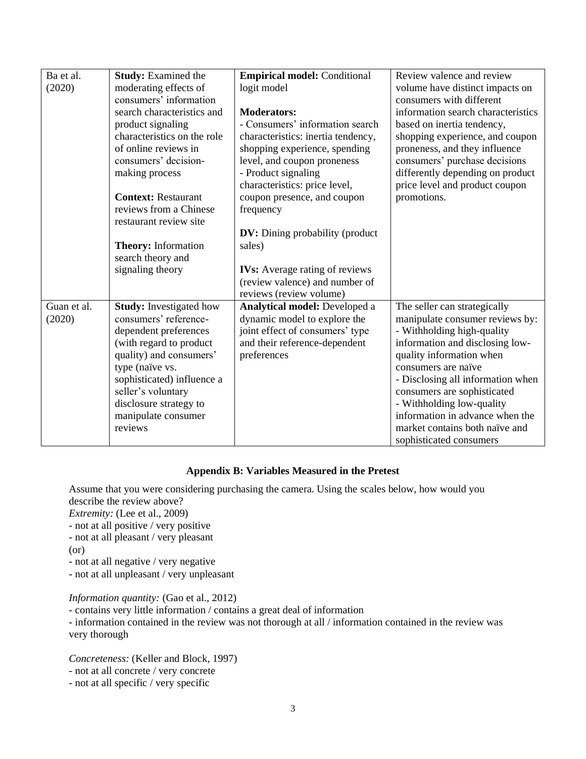| Ba et al. (2020) | **Study:** Examined the moderating effects of consumers' information search characteristics and product signaling characteristics on the role of online reviews in consumers' decision-making process<br><br>**Context:** Restaurant reviews from a Chinese restaurant review site<br><br>**Theory:** Information search theory and signaling theory | **Empirical model:** Conditional logit model<br><br>**Moderators:**<br>- Consumers' information search characteristics: inertia tendency, shopping experience, spending level, and coupon proneness<br>- Product signaling characteristics: price level, coupon presence, and coupon frequency<br><br>**DV:** Dining probability (product sales)<br><br>**IVs:** Average rating of reviews (review valence) and number of reviews (review volume) | Review valence and review volume have distinct impacts on consumers with different information search characteristics based on inertia tendency, shopping experience, and coupon proneness, and they influence consumers' purchase decisions differently depending on product price level and product coupon promotions. |
|---|---|---|---|
| Guan et al. (2020) | **Study:** Investigated how consumers' reference-dependent preferences (with regard to product quality) and consumers' type (naïve vs. sophisticated) influence a seller's voluntary disclosure strategy to manipulate consumer reviews | **Analytical model:** Developed a dynamic model to explore the joint effect of consumers' type and their reference-dependent preferences | The seller can strategically manipulate consumer reviews by:<br>- Withholding high-quality information and disclosing low-quality information when consumers are naïve<br>- Disclosing all information when consumers are sophisticated<br>- Withholding low-quality information in advance when the market contains both naïve and sophisticated consumers |

## Appendix B: Variables Measured in the Pretest

Assume that you were considering purchasing the camera. Using the scales below, how would you describe the review above?

*Extremity:* (Lee et al., 2009)
- not at all positive / very positive
- not at all pleasant / very pleasant

(or)
- not at all negative / very negative
- not at all unpleasant / very unpleasant

*Information quantity:* (Gao et al., 2012)
- contains very little information / contains a great deal of information
- information contained in the review was not thorough at all / information contained in the review was very thorough

*Concreteness:* (Keller and Block, 1997)
- not at all concrete / very concrete
- not at all specific / very specific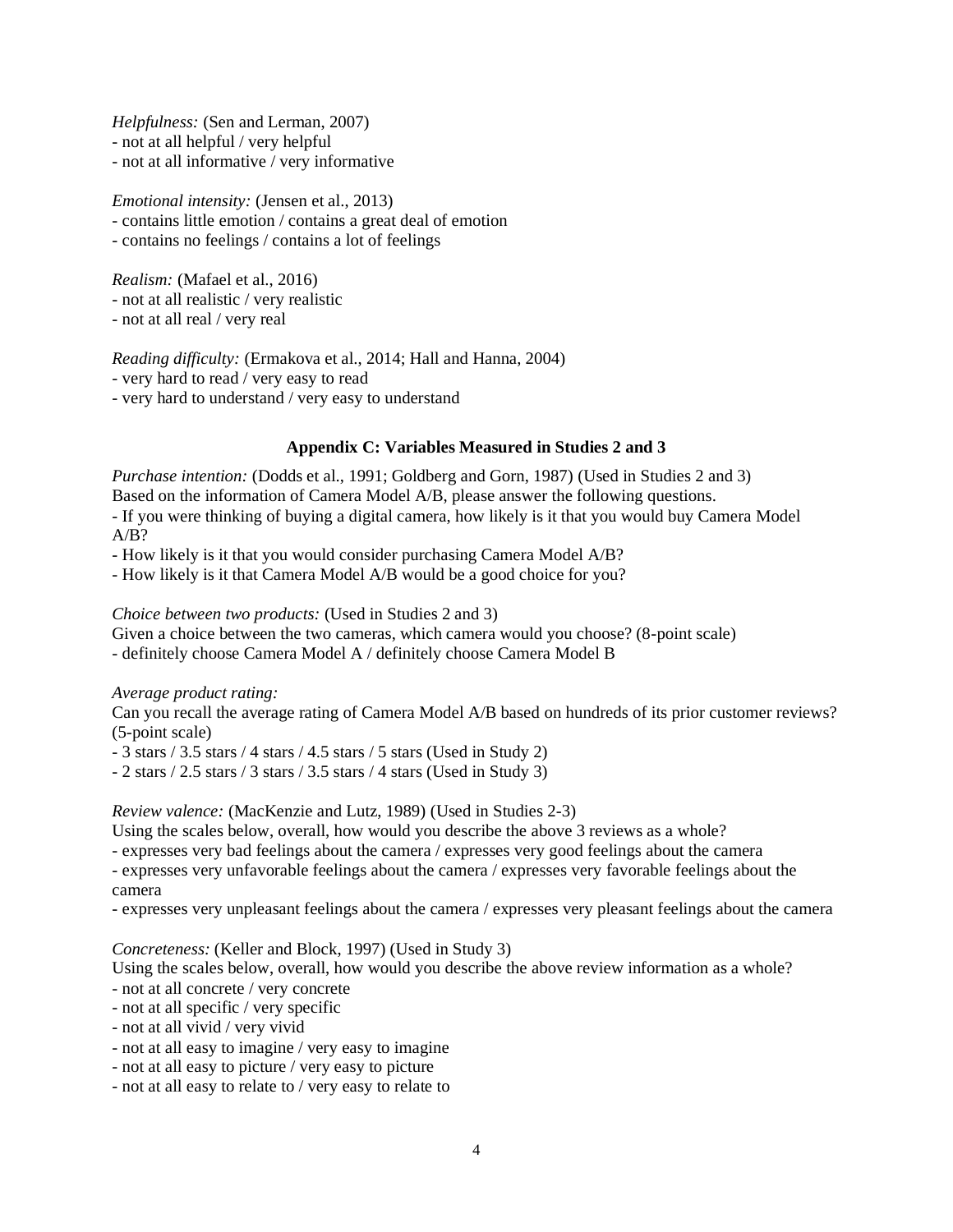*Helpfulness:* (Sen and Lerman, 2007)
- not at all helpful / very helpful
- not at all informative / very informative

*Emotional intensity:* (Jensen et al., 2013)
- contains little emotion / contains a great deal of emotion
- contains no feelings / contains a lot of feelings

*Realism:* (Mafael et al., 2016)
- not at all realistic / very realistic
- not at all real / very real

*Reading difficulty:* (Ermakova et al., 2014; Hall and Hanna, 2004)
- very hard to read / very easy to read
- very hard to understand / very easy to understand

## Appendix C: Variables Measured in Studies 2 and 3

*Purchase intention:* (Dodds et al., 1991; Goldberg and Gorn, 1987) (Used in Studies 2 and 3)
Based on the information of Camera Model A/B, please answer the following questions.
- If you were thinking of buying a digital camera, how likely is it that you would buy Camera Model A/B?
- How likely is it that you would consider purchasing Camera Model A/B?
- How likely is it that Camera Model A/B would be a good choice for you?

*Choice between two products:* (Used in Studies 2 and 3)
Given a choice between the two cameras, which camera would you choose? (8-point scale)
- definitely choose Camera Model A / definitely choose Camera Model B

*Average product rating:*
Can you recall the average rating of Camera Model A/B based on hundreds of its prior customer reviews? (5-point scale)
- 3 stars / 3.5 stars / 4 stars / 4.5 stars / 5 stars (Used in Study 2)
- 2 stars / 2.5 stars / 3 stars / 3.5 stars / 4 stars (Used in Study 3)

*Review valence:* (MacKenzie and Lutz, 1989) (Used in Studies 2-3)
Using the scales below, overall, how would you describe the above 3 reviews as a whole?
- expresses very bad feelings about the camera / expresses very good feelings about the camera
- expresses very unfavorable feelings about the camera / expresses very favorable feelings about the camera
- expresses very unpleasant feelings about the camera / expresses very pleasant feelings about the camera

*Concreteness:* (Keller and Block, 1997) (Used in Study 3)
Using the scales below, overall, how would you describe the above review information as a whole?
- not at all concrete / very concrete
- not at all specific / very specific
- not at all vivid / very vivid
- not at all easy to imagine / very easy to imagine
- not at all easy to picture / very easy to picture
- not at all easy to relate to / very easy to relate to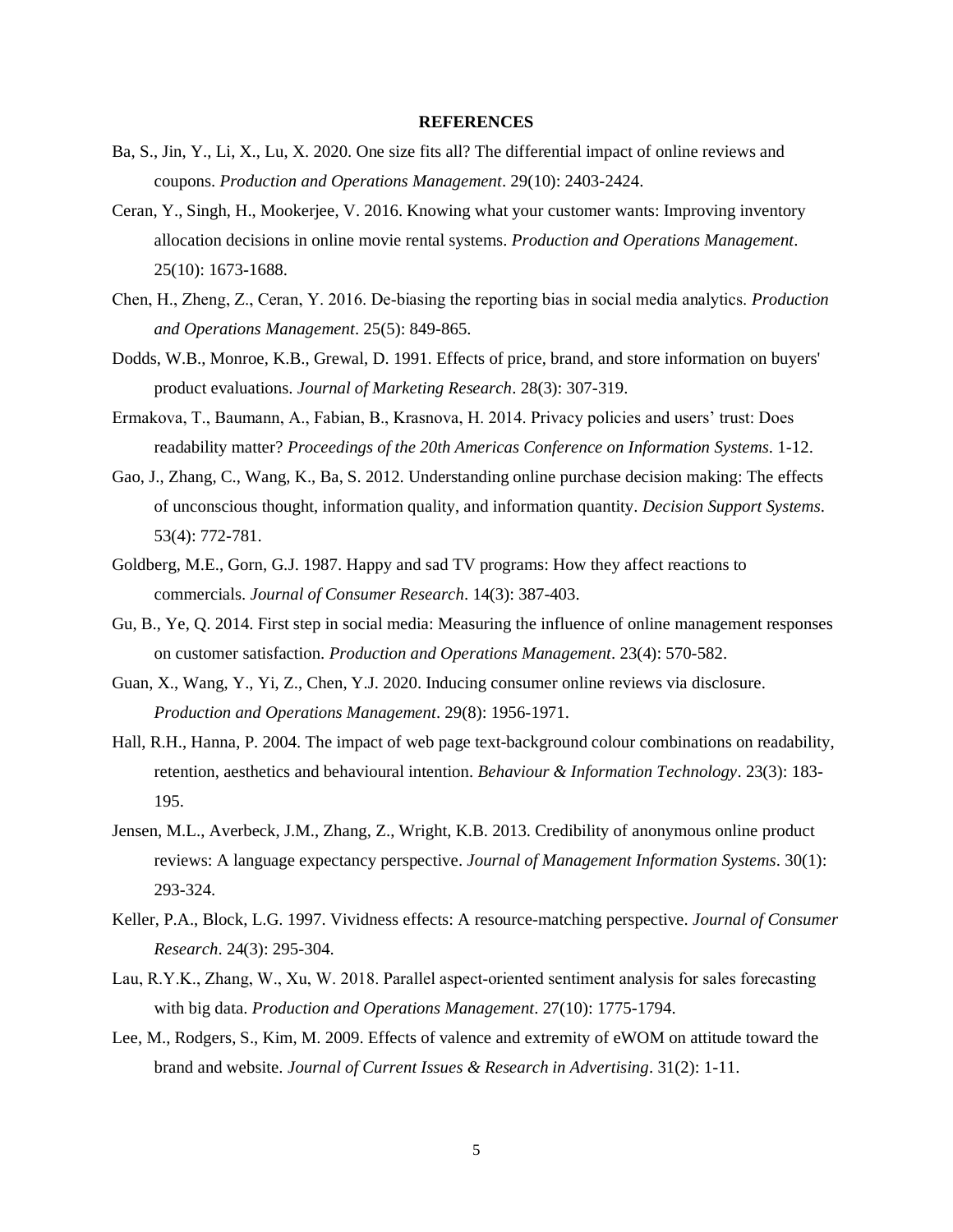# REFERENCES

Ba, S., Jin, Y., Li, X., Lu, X. 2020. One size fits all? The differential impact of online reviews and coupons. *Production and Operations Management*. 29(10): 2403-2424.

Ceran, Y., Singh, H., Mookerjee, V. 2016. Knowing what your customer wants: Improving inventory allocation decisions in online movie rental systems. *Production and Operations Management*. 25(10): 1673-1688.

Chen, H., Zheng, Z., Ceran, Y. 2016. De-biasing the reporting bias in social media analytics. *Production and Operations Management*. 25(5): 849-865.

Dodds, W.B., Monroe, K.B., Grewal, D. 1991. Effects of price, brand, and store information on buyers' product evaluations. *Journal of Marketing Research*. 28(3): 307-319.

Ermakova, T., Baumann, A., Fabian, B., Krasnova, H. 2014. Privacy policies and users' trust: Does readability matter? *Proceedings of the 20th Americas Conference on Information Systems*. 1-12.

Gao, J., Zhang, C., Wang, K., Ba, S. 2012. Understanding online purchase decision making: The effects of unconscious thought, information quality, and information quantity. *Decision Support Systems*. 53(4): 772-781.

Goldberg, M.E., Gorn, G.J. 1987. Happy and sad TV programs: How they affect reactions to commercials. *Journal of Consumer Research*. 14(3): 387-403.

Gu, B., Ye, Q. 2014. First step in social media: Measuring the influence of online management responses on customer satisfaction. *Production and Operations Management*. 23(4): 570-582.

Guan, X., Wang, Y., Yi, Z., Chen, Y.J. 2020. Inducing consumer online reviews via disclosure. *Production and Operations Management*. 29(8): 1956-1971.

Hall, R.H., Hanna, P. 2004. The impact of web page text-background colour combinations on readability, retention, aesthetics and behavioural intention. *Behaviour & Information Technology*. 23(3): 183-195.

Jensen, M.L., Averbeck, J.M., Zhang, Z., Wright, K.B. 2013. Credibility of anonymous online product reviews: A language expectancy perspective. *Journal of Management Information Systems*. 30(1): 293-324.

Keller, P.A., Block, L.G. 1997. Vividness effects: A resource-matching perspective. *Journal of Consumer Research*. 24(3): 295-304.

Lau, R.Y.K., Zhang, W., Xu, W. 2018. Parallel aspect-oriented sentiment analysis for sales forecasting with big data. *Production and Operations Management*. 27(10): 1775-1794.

Lee, M., Rodgers, S., Kim, M. 2009. Effects of valence and extremity of eWOM on attitude toward the brand and website. *Journal of Current Issues & Research in Advertising*. 31(2): 1-11.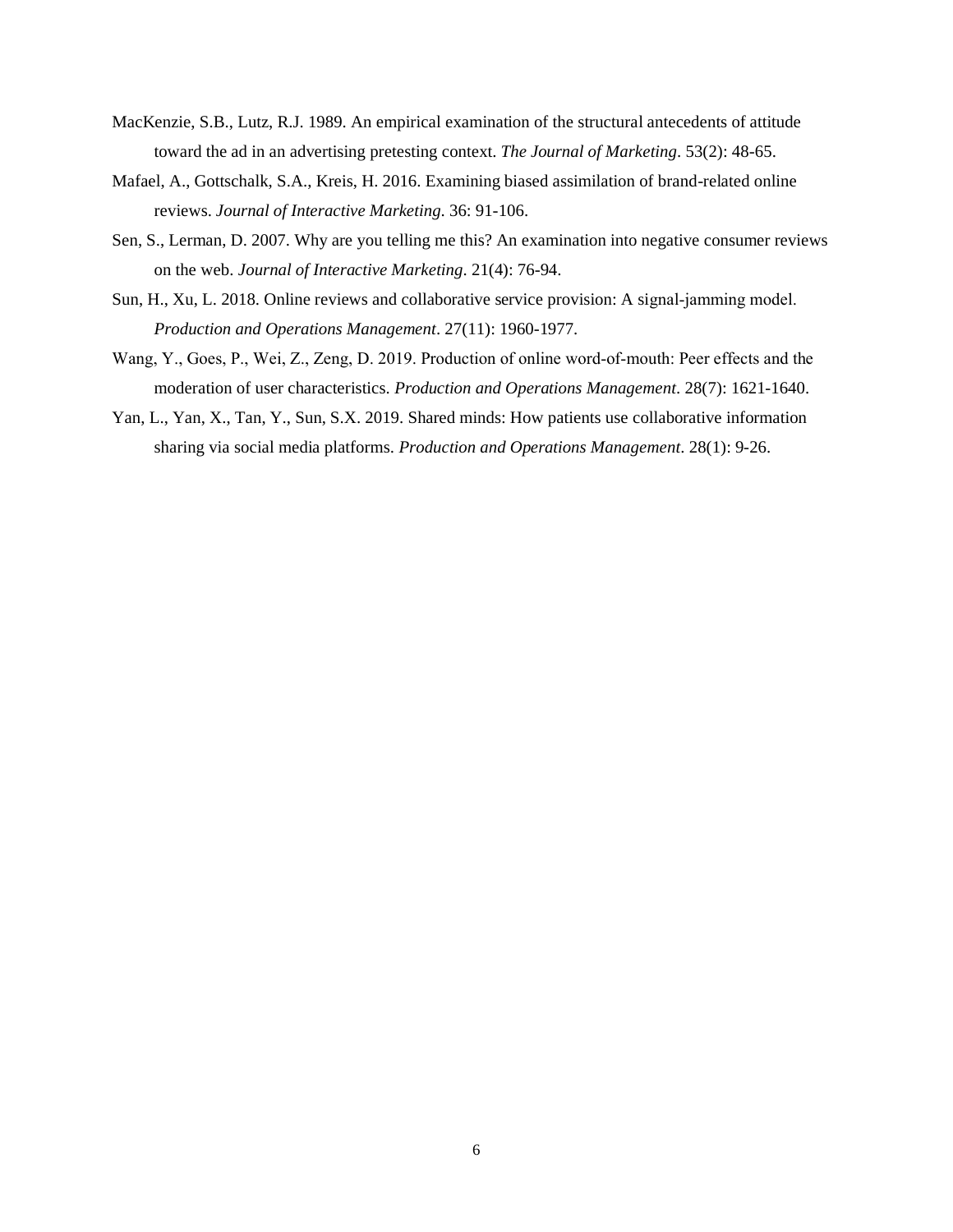MacKenzie, S.B., Lutz, R.J. 1989. An empirical examination of the structural antecedents of attitude toward the ad in an advertising pretesting context. *The Journal of Marketing*. 53(2): 48-65.

Mafael, A., Gottschalk, S.A., Kreis, H. 2016. Examining biased assimilation of brand-related online reviews. *Journal of Interactive Marketing*. 36: 91-106.

Sen, S., Lerman, D. 2007. Why are you telling me this? An examination into negative consumer reviews on the web. *Journal of Interactive Marketing*. 21(4): 76-94.

Sun, H., Xu, L. 2018. Online reviews and collaborative service provision: A signal-jamming model. *Production and Operations Management*. 27(11): 1960-1977.

Wang, Y., Goes, P., Wei, Z., Zeng, D. 2019. Production of online word-of-mouth: Peer effects and the moderation of user characteristics. *Production and Operations Management*. 28(7): 1621-1640.

Yan, L., Yan, X., Tan, Y., Sun, S.X. 2019. Shared minds: How patients use collaborative information sharing via social media platforms. *Production and Operations Management*. 28(1): 9-26.